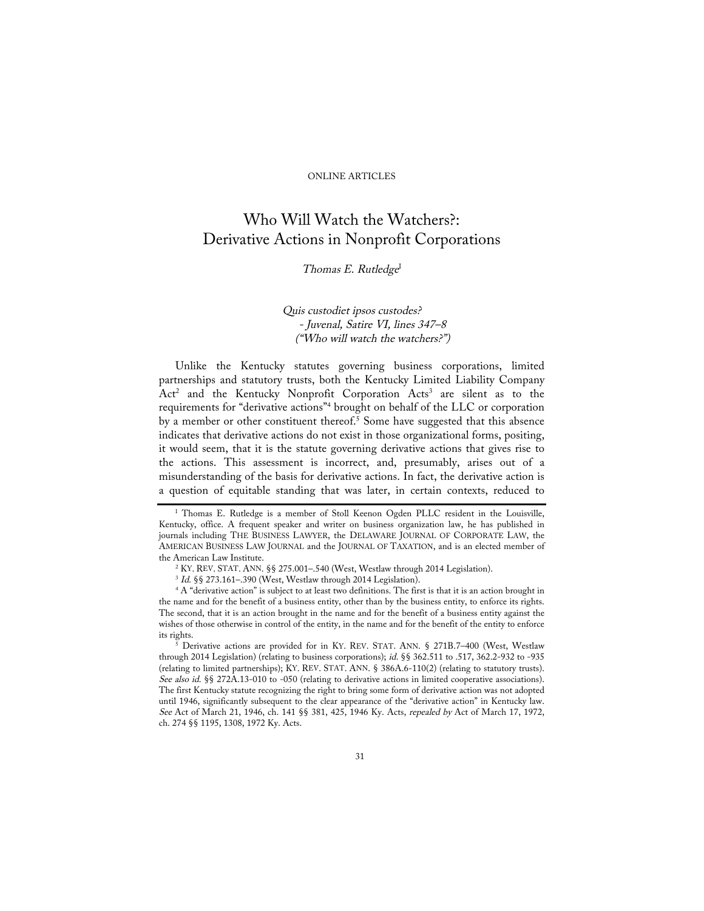ONLINE ARTICLES

# Who Will Watch the Watchers?: Derivative Actions in Nonprofit Corporations

*Thomas E. Rutledge*[1]

> *Quis custodiet ipsos custodes?*
> *- Juvenal, Satire VI, lines 347–8*
> *("Who will watch the watchers?")*

Unlike the Kentucky statutes governing business corporations, limited partnerships and statutory trusts, both the Kentucky Limited Liability Company Act[2] and the Kentucky Nonprofit Corporation Acts[3] are silent as to the requirements for "derivative actions"[4] brought on behalf of the LLC or corporation by a member or other constituent thereof.[5] Some have suggested that this absence indicates that derivative actions do not exist in those organizational forms, positing, it would seem, that it is the statute governing derivative actions that gives rise to the actions. This assessment is incorrect, and, presumably, arises out of a misunderstanding of the basis for derivative actions. In fact, the derivative action is a question of equitable standing that was later, in certain contexts, reduced to

---

[1] Thomas E. Rutledge is a member of Stoll Keenon Ogden PLLC resident in the Louisville, Kentucky, office. A frequent speaker and writer on business organization law, he has published in journals including THE BUSINESS LAWYER, the DELAWARE JOURNAL OF CORPORATE LAW, the AMERICAN BUSINESS LAW JOURNAL and the JOURNAL OF TAXATION, and is an elected member of the American Law Institute.

[2] KY. REV. STAT. ANN. §§ 275.001–.540 (West, Westlaw through 2014 Legislation).

[3] *Id.* §§ 273.161–.390 (West, Westlaw through 2014 Legislation).

[4] A "derivative action" is subject to at least two definitions. The first is that it is an action brought in the name and for the benefit of a business entity, other than by the business entity, to enforce its rights. The second, that it is an action brought in the name and for the benefit of a business entity against the wishes of those otherwise in control of the entity, in the name and for the benefit of the entity to enforce its rights.

[5] Derivative actions are provided for in KY. REV. STAT. ANN. § 271B.7–400 (West, Westlaw through 2014 Legislation) (relating to business corporations); *id.* §§ 362.511 to .517, 362.2-932 to -935 (relating to limited partnerships); KY. REV. STAT. ANN. § 386A.6-110(2) (relating to statutory trusts). *See also id.* §§ 272A.13-010 to -050 (relating to derivative actions in limited cooperative associations). The first Kentucky statute recognizing the right to bring some form of derivative action was not adopted until 1946, significantly subsequent to the clear appearance of the "derivative action" in Kentucky law. *See* Act of March 21, 1946, ch. 141 §§ 381, 425, 1946 Ky. Acts, *repealed by* Act of March 17, 1972, ch. 274 §§ 1195, 1308, 1972 Ky. Acts.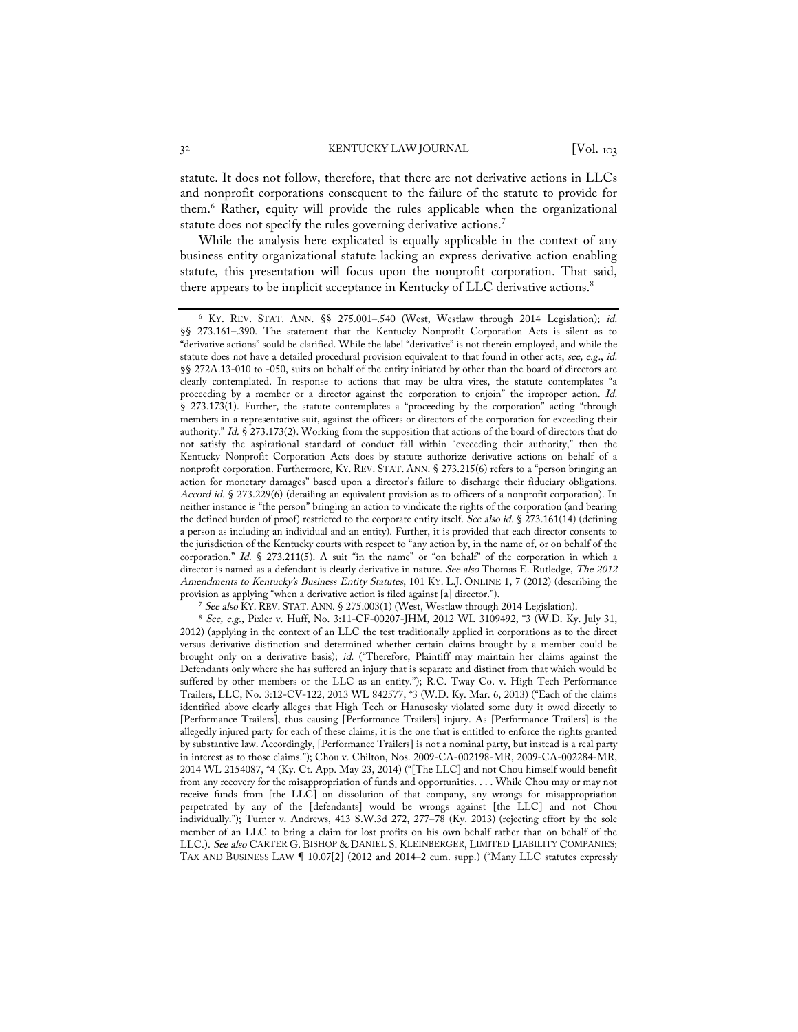statute. It does not follow, therefore, that there are not derivative actions in LLCs and nonprofit corporations consequent to the failure of the statute to provide for them.[6] Rather, equity will provide the rules applicable when the organizational statute does not specify the rules governing derivative actions.[7]

While the analysis here explicated is equally applicable in the context of any business entity organizational statute lacking an express derivative action enabling statute, this presentation will focus upon the nonprofit corporation. That said, there appears to be implicit acceptance in Kentucky of LLC derivative actions.[8]

---

[6] KY. REV. STAT. ANN. §§ 275.001–.540 (West, Westlaw through 2014 Legislation); *id.* §§ 273.161–.390. The statement that the Kentucky Nonprofit Corporation Acts is silent as to "derivative actions" sould be clarified. While the label "derivative" is not therein employed, and while the statute does not have a detailed procedural provision equivalent to that found in other acts, *see, e.g.*, *id.* §§ 272A.13-010 to -050, suits on behalf of the entity initiated by other than the board of directors are clearly contemplated. In response to actions that may be ultra vires, the statute contemplates "a proceeding by a member or a director against the corporation to enjoin" the improper action. *Id.* § 273.173(1). Further, the statute contemplates a "proceeding by the corporation" acting "through members in a representative suit, against the officers or directors of the corporation for exceeding their authority." *Id.* § 273.173(2). Working from the supposition that actions of the board of directors that do not satisfy the aspirational standard of conduct fall within "exceeding their authority," then the Kentucky Nonprofit Corporation Acts does by statute authorize derivative actions on behalf of a nonprofit corporation. Furthermore, KY. REV. STAT. ANN. § 273.215(6) refers to a "person bringing an action for monetary damages" based upon a director's failure to discharge their fiduciary obligations. *Accord id.* § 273.229(6) (detailing an equivalent provision as to officers of a nonprofit corporation). In neither instance is "the person" bringing an action to vindicate the rights of the corporation (and bearing the defined burden of proof) restricted to the corporate entity itself. *See also id.* § 273.161(14) (defining a person as including an individual and an entity). Further, it is provided that each director consents to the jurisdiction of the Kentucky courts with respect to "any action by, in the name of, or on behalf of the corporation." *Id.* § 273.211(5). A suit "in the name" or "on behalf" of the corporation in which a director is named as a defendant is clearly derivative in nature. *See also* Thomas E. Rutledge, *The 2012 Amendments to Kentucky's Business Entity Statutes*, 101 KY. L.J. ONLINE 1, 7 (2012) (describing the provision as applying "when a derivative action is filed against [a] director.").

[7] *See also* KY. REV. STAT. ANN. § 275.003(1) (West, Westlaw through 2014 Legislation).

[8] *See, e.g.*, Pixler v. Huff, No. 3:11-CF-00207-JHM, 2012 WL 3109492, *3 (W.D. Ky. July 31, 2012) (applying in the context of an LLC the test traditionally applied in corporations as to the direct versus derivative distinction and determined whether certain claims brought by a member could be brought only on a derivative basis); *id.* ("Therefore, Plaintiff may maintain her claims against the Defendants only where she has suffered an injury that is separate and distinct from that which would be suffered by other members or the LLC as an entity."); R.C. Tway Co. v. High Tech Performance Trailers, LLC, No. 3:12-CV-122, 2013 WL 842577, *3 (W.D. Ky. Mar. 6, 2013) ("Each of the claims identified above clearly alleges that High Tech or Hanusosky violated some duty it owed directly to [Performance Trailers], thus causing [Performance Trailers] injury. As [Performance Trailers] is the allegedly injured party for each of these claims, it is the one that is entitled to enforce the rights granted by substantive law. Accordingly, [Performance Trailers] is not a nominal party, but instead is a real party in interest as to those claims."); Chou v. Chilton, Nos. 2009-CA-002198-MR, 2009-CA-002284-MR, 2014 WL 2154087, *4 (Ky. Ct. App. May 23, 2014) ("[The LLC] and not Chou himself would benefit from any recovery for the misappropriation of funds and opportunities. . . . While Chou may or may not receive funds from [the LLC] on dissolution of that company, any wrongs for misappropriation perpetrated by any of the [defendants] would be wrongs against [the LLC] and not Chou individually."); Turner v. Andrews, 413 S.W.3d 272, 277–78 (Ky. 2013) (rejecting effort by the sole member of an LLC to bring a claim for lost profits on his own behalf rather than on behalf of the LLC.). *See also* CARTER G. BISHOP & DANIEL S. KLEINBERGER, LIMITED LIABILITY COMPANIES: TAX AND BUSINESS LAW ¶ 10.07[2] (2012 and 2014–2 cum. supp.) ("Many LLC statutes expressly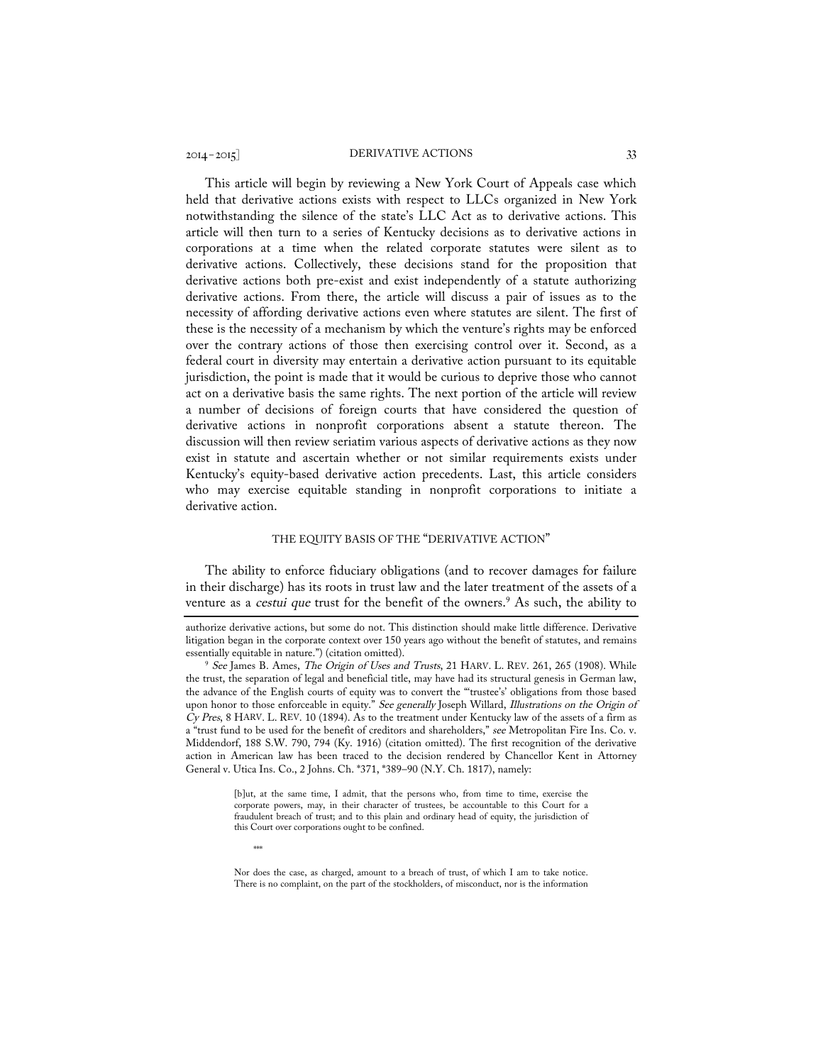This article will begin by reviewing a New York Court of Appeals case which held that derivative actions exists with respect to LLCs organized in New York notwithstanding the silence of the state's LLC Act as to derivative actions. This article will then turn to a series of Kentucky decisions as to derivative actions in corporations at a time when the related corporate statutes were silent as to derivative actions. Collectively, these decisions stand for the proposition that derivative actions both pre-exist and exist independently of a statute authorizing derivative actions. From there, the article will discuss a pair of issues as to the necessity of affording derivative actions even where statutes are silent. The first of these is the necessity of a mechanism by which the venture's rights may be enforced over the contrary actions of those then exercising control over it. Second, as a federal court in diversity may entertain a derivative action pursuant to its equitable jurisdiction, the point is made that it would be curious to deprive those who cannot act on a derivative basis the same rights. The next portion of the article will review a number of decisions of foreign courts that have considered the question of derivative actions in nonprofit corporations absent a statute thereon. The discussion will then review seriatim various aspects of derivative actions as they now exist in statute and ascertain whether or not similar requirements exists under Kentucky's equity-based derivative action precedents. Last, this article considers who may exercise equitable standing in nonprofit corporations to initiate a derivative action.

## THE EQUITY BASIS OF THE "DERIVATIVE ACTION"

The ability to enforce fiduciary obligations (and to recover damages for failure in their discharge) has its roots in trust law and the later treatment of the assets of a venture as a *cestui que* trust for the benefit of the owners.[9] As such, the ability to

---

authorize derivative actions, but some do not. This distinction should make little difference. Derivative litigation began in the corporate context over 150 years ago without the benefit of statutes, and remains essentially equitable in nature.") (citation omitted).

[9] *See* James B. Ames, *The Origin of Uses and Trusts*, 21 HARV. L. REV. 261, 265 (1908). While the trust, the separation of legal and beneficial title, may have had its structural genesis in German law, the advance of the English courts of equity was to convert the "'trustee's' obligations from those based upon honor to those enforceable in equity." *See generally* Joseph Willard, *Illustrations on the Origin of Cy Pres*, 8 HARV. L. REV. 10 (1894). As to the treatment under Kentucky law of the assets of a firm as a "trust fund to be used for the benefit of creditors and shareholders," *see* Metropolitan Fire Ins. Co. v. Middendorf, 188 S.W. 790, 794 (Ky. 1916) (citation omitted). The first recognition of the derivative action in American law has been traced to the decision rendered by Chancellor Kent in Attorney General v. Utica Ins. Co., 2 Johns. Ch. *371, *389–90 (N.Y. Ch. 1817), namely:

> [b]ut, at the same time, I admit, that the persons who, from time to time, exercise the corporate powers, may, in their character of trustees, be accountable to this Court for a fraudulent breach of trust; and to this plain and ordinary head of equity, the jurisdiction of this Court over corporations ought to be confined.
>
> ***
>
> Nor does the case, as charged, amount to a breach of trust, of which I am to take notice. There is no complaint, on the part of the stockholders, of misconduct, nor is the information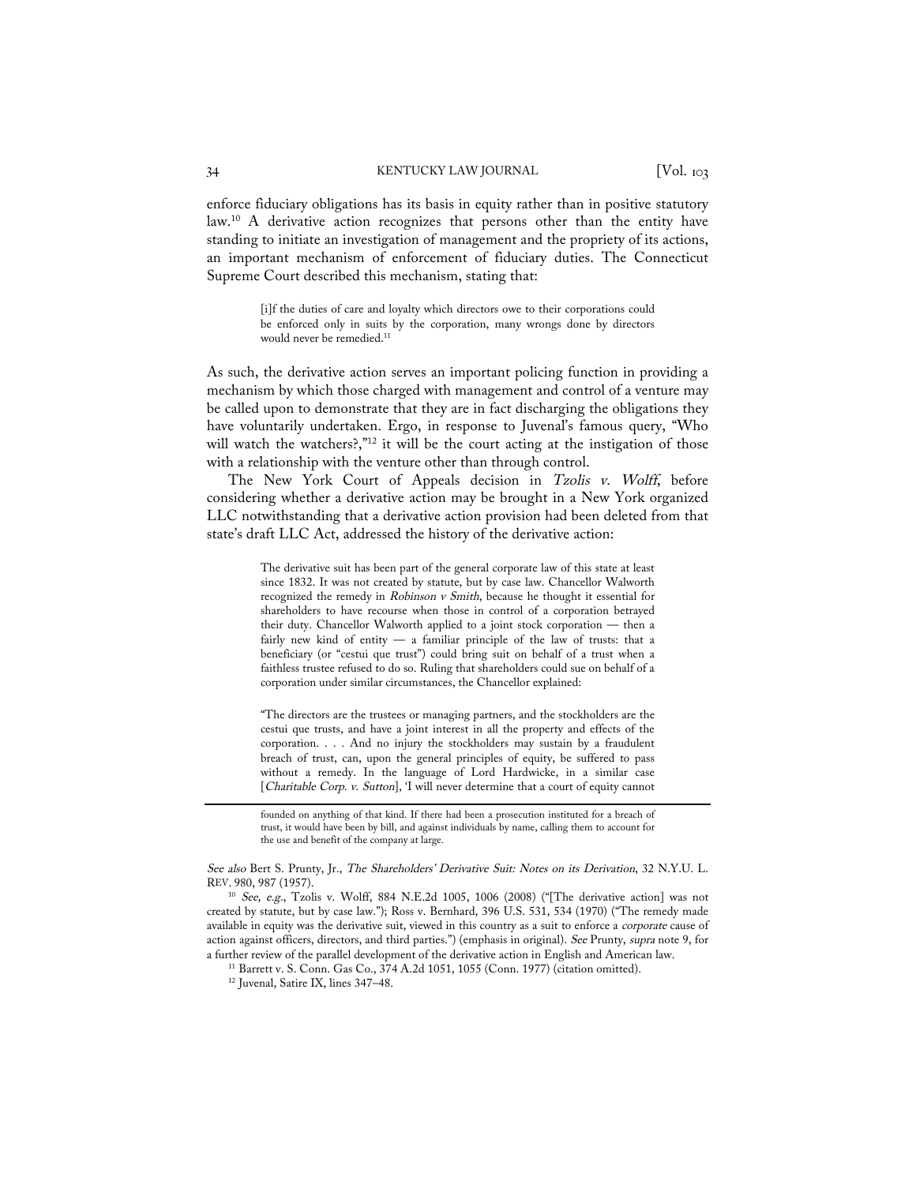enforce fiduciary obligations has its basis in equity rather than in positive statutory law.[10] A derivative action recognizes that persons other than the entity have standing to initiate an investigation of management and the propriety of its actions, an important mechanism of enforcement of fiduciary duties. The Connecticut Supreme Court described this mechanism, stating that:

> [i]f the duties of care and loyalty which directors owe to their corporations could be enforced only in suits by the corporation, many wrongs done by directors would never be remedied.[11]

As such, the derivative action serves an important policing function in providing a mechanism by which those charged with management and control of a venture may be called upon to demonstrate that they are in fact discharging the obligations they have voluntarily undertaken. Ergo, in response to Juvenal's famous query, "Who will watch the watchers?,"[12] it will be the court acting at the instigation of those with a relationship with the venture other than through control.

The New York Court of Appeals decision in *Tzolis v. Wolff*, before considering whether a derivative action may be brought in a New York organized LLC notwithstanding that a derivative action provision had been deleted from that state's draft LLC Act, addressed the history of the derivative action:

> The derivative suit has been part of the general corporate law of this state at least since 1832. It was not created by statute, but by case law. Chancellor Walworth recognized the remedy in *Robinson v Smith*, because he thought it essential for shareholders to have recourse when those in control of a corporation betrayed their duty. Chancellor Walworth applied to a joint stock corporation — then a fairly new kind of entity — a familiar principle of the law of trusts: that a beneficiary (or "cestui que trust") could bring suit on behalf of a trust when a faithless trustee refused to do so. Ruling that shareholders could sue on behalf of a corporation under similar circumstances, the Chancellor explained:
>
> "The directors are the trustees or managing partners, and the stockholders are the cestui que trusts, and have a joint interest in all the property and effects of the corporation. . . . And no injury the stockholders may sustain by a fraudulent breach of trust, can, upon the general principles of equity, be suffered to pass without a remedy. In the language of Lord Hardwicke, in a similar case [*Charitable Corp. v. Sutton*], 'I will never determine that a court of equity cannot

---

founded on anything of that kind. If there had been a prosecution instituted for a breach of trust, it would have been by bill, and against individuals by name, calling them to account for the use and benefit of the company at large.

*See also* Bert S. Prunty, Jr., *The Shareholders' Derivative Suit: Notes on its Derivation*, 32 N.Y.U. L. REV. 980, 987 (1957).

[10] *See, e.g.*, Tzolis v. Wolff, 884 N.E.2d 1005, 1006 (2008) ("[The derivative action] was not created by statute, but by case law."); Ross v. Bernhard, 396 U.S. 531, 534 (1970) ("The remedy made available in equity was the derivative suit, viewed in this country as a suit to enforce a *corporate* cause of action against officers, directors, and third parties.") (emphasis in original). *See* Prunty, *supra* note 9, for a further review of the parallel development of the derivative action in English and American law.

[11] Barrett v. S. Conn. Gas Co., 374 A.2d 1051, 1055 (Conn. 1977) (citation omitted).

[12] Juvenal, Satire IX, lines 347–48.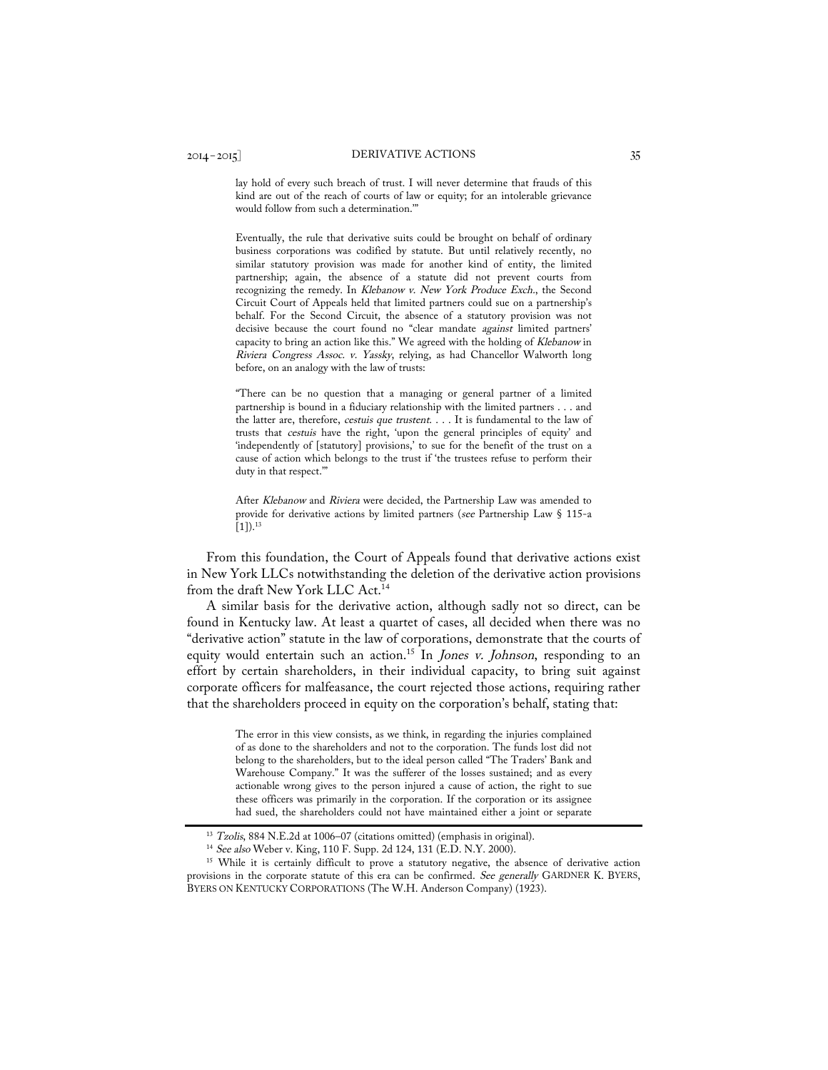> lay hold of every such breach of trust. I will never determine that frauds of this kind are out of the reach of courts of law or equity; for an intolerable grievance would follow from such a determination.'"
>
> Eventually, the rule that derivative suits could be brought on behalf of ordinary business corporations was codified by statute. But until relatively recently, no similar statutory provision was made for another kind of entity, the limited partnership; again, the absence of a statute did not prevent courts from recognizing the remedy. In *Klebanow v. New York Produce Exch.*, the Second Circuit Court of Appeals held that limited partners could sue on a partnership's behalf. For the Second Circuit, the absence of a statutory provision was not decisive because the court found no "clear mandate *against* limited partners' capacity to bring an action like this." We agreed with the holding of *Klebanow* in *Riviera Congress Assoc. v. Yassky*, relying, as had Chancellor Walworth long before, on an analogy with the law of trusts:
>
> "There can be no question that a managing or general partner of a limited partnership is bound in a fiduciary relationship with the limited partners . . . and the latter are, therefore, *cestuis que trustent*. . . . It is fundamental to the law of trusts that *cestuis* have the right, 'upon the general principles of equity' and 'independently of [statutory] provisions,' to sue for the benefit of the trust on a cause of action which belongs to the trust if 'the trustees refuse to perform their duty in that respect.'"
>
> After *Klebanow* and *Riviera* were decided, the Partnership Law was amended to provide for derivative actions by limited partners (*see* Partnership Law § 115-a [1]).[13]

From this foundation, the Court of Appeals found that derivative actions exist in New York LLCs notwithstanding the deletion of the derivative action provisions from the draft New York LLC Act.[14]

A similar basis for the derivative action, although sadly not so direct, can be found in Kentucky law. At least a quartet of cases, all decided when there was no "derivative action" statute in the law of corporations, demonstrate that the courts of equity would entertain such an action.[15] In *Jones v. Johnson*, responding to an effort by certain shareholders, in their individual capacity, to bring suit against corporate officers for malfeasance, the court rejected those actions, requiring rather that the shareholders proceed in equity on the corporation's behalf, stating that:

> The error in this view consists, as we think, in regarding the injuries complained of as done to the shareholders and not to the corporation. The funds lost did not belong to the shareholders, but to the ideal person called "The Traders' Bank and Warehouse Company." It was the sufferer of the losses sustained; and as every actionable wrong gives to the person injured a cause of action, the right to sue these officers was primarily in the corporation. If the corporation or its assignee had sued, the shareholders could not have maintained either a joint or separate

---

[13] *Tzolis*, 884 N.E.2d at 1006–07 (citations omitted) (emphasis in original).

[14] *See also* Weber v. King, 110 F. Supp. 2d 124, 131 (E.D. N.Y. 2000).

[15] While it is certainly difficult to prove a statutory negative, the absence of derivative action provisions in the corporate statute of this era can be confirmed. *See generally* GARDNER K. BYERS, BYERS ON KENTUCKY CORPORATIONS (The W.H. Anderson Company) (1923).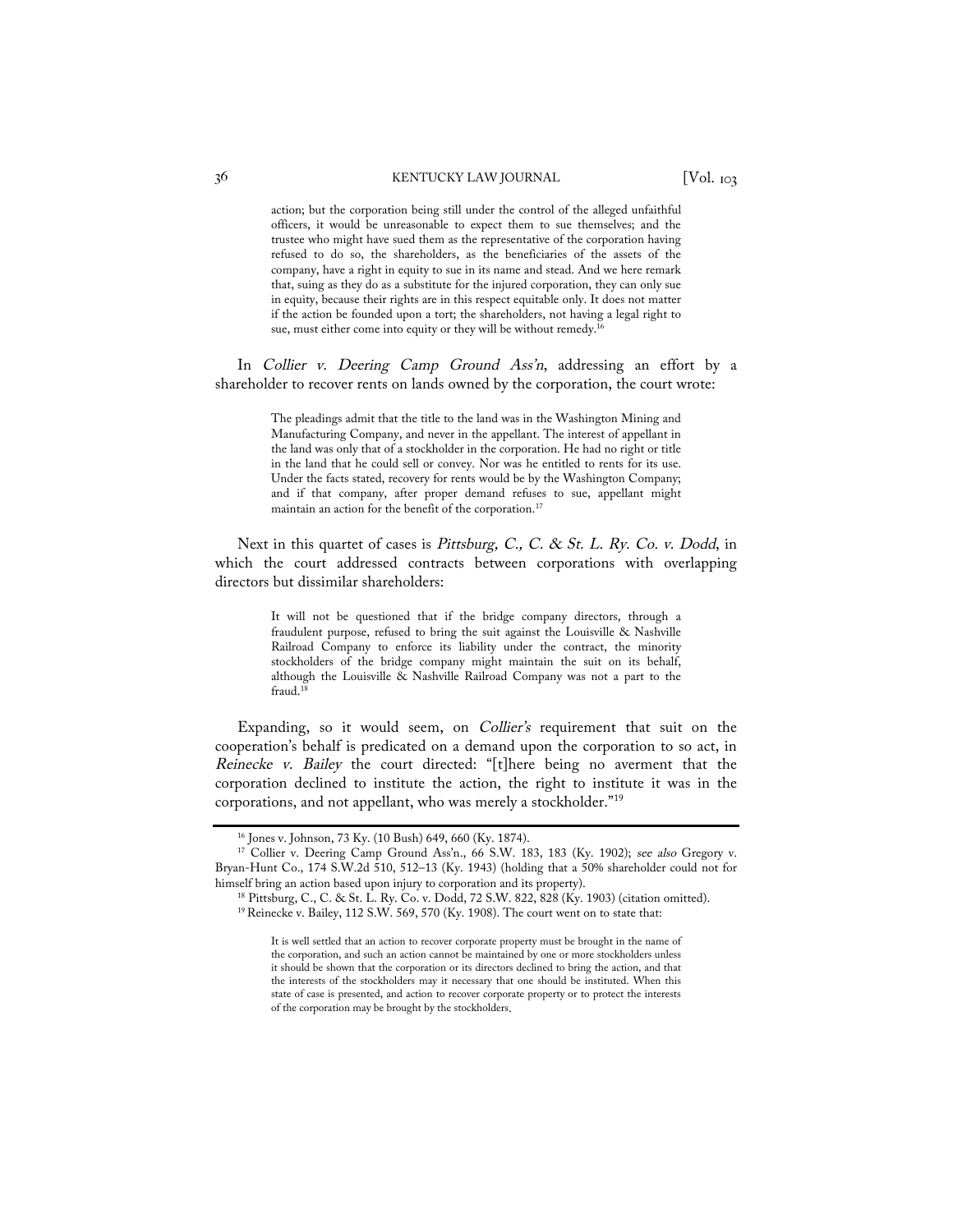> action; but the corporation being still under the control of the alleged unfaithful officers, it would be unreasonable to expect them to sue themselves; and the trustee who might have sued them as the representative of the corporation having refused to do so, the shareholders, as the beneficiaries of the assets of the company, have a right in equity to sue in its name and stead. And we here remark that, suing as they do as a substitute for the injured corporation, they can only sue in equity, because their rights are in this respect equitable only. It does not matter if the action be founded upon a tort; the shareholders, not having a legal right to sue, must either come into equity or they will be without remedy.[16]

In *Collier v. Deering Camp Ground Ass'n*, addressing an effort by a shareholder to recover rents on lands owned by the corporation, the court wrote:

> The pleadings admit that the title to the land was in the Washington Mining and Manufacturing Company, and never in the appellant. The interest of appellant in the land was only that of a stockholder in the corporation. He had no right or title in the land that he could sell or convey. Nor was he entitled to rents for its use. Under the facts stated, recovery for rents would be by the Washington Company; and if that company, after proper demand refuses to sue, appellant might maintain an action for the benefit of the corporation.[17]

Next in this quartet of cases is *Pittsburg, C., C. & St. L. Ry. Co. v. Dodd*, in which the court addressed contracts between corporations with overlapping directors but dissimilar shareholders:

> It will not be questioned that if the bridge company directors, through a fraudulent purpose, refused to bring the suit against the Louisville & Nashville Railroad Company to enforce its liability under the contract, the minority stockholders of the bridge company might maintain the suit on its behalf, although the Louisville & Nashville Railroad Company was not a part to the fraud.[18]

Expanding, so it would seem, on *Collier's* requirement that suit on the cooperation's behalf is predicated on a demand upon the corporation to so act, in *Reinecke v. Bailey* the court directed: "[t]here being no averment that the corporation declined to institute the action, the right to institute it was in the corporations, and not appellant, who was merely a stockholder."[19]

---

[16] Jones v. Johnson, 73 Ky. (10 Bush) 649, 660 (Ky. 1874).

[17] Collier v. Deering Camp Ground Ass'n., 66 S.W. 183, 183 (Ky. 1902); *see also* Gregory v. Bryan-Hunt Co., 174 S.W.2d 510, 512–13 (Ky. 1943) (holding that a 50% shareholder could not for himself bring an action based upon injury to corporation and its property).

[18] Pittsburg, C., C. & St. L. Ry. Co. v. Dodd, 72 S.W. 822, 828 (Ky. 1903) (citation omitted).

[19] Reinecke v. Bailey, 112 S.W. 569, 570 (Ky. 1908). The court went on to state that:

> It is well settled that an action to recover corporate property must be brought in the name of the corporation, and such an action cannot be maintained by one or more stockholders unless it should be shown that the corporation or its directors declined to bring the action, and that the interests of the stockholders may it necessary that one should be instituted. When this state of case is presented, and action to recover corporate property or to protect the interests of the corporation may be brought by the stockholders.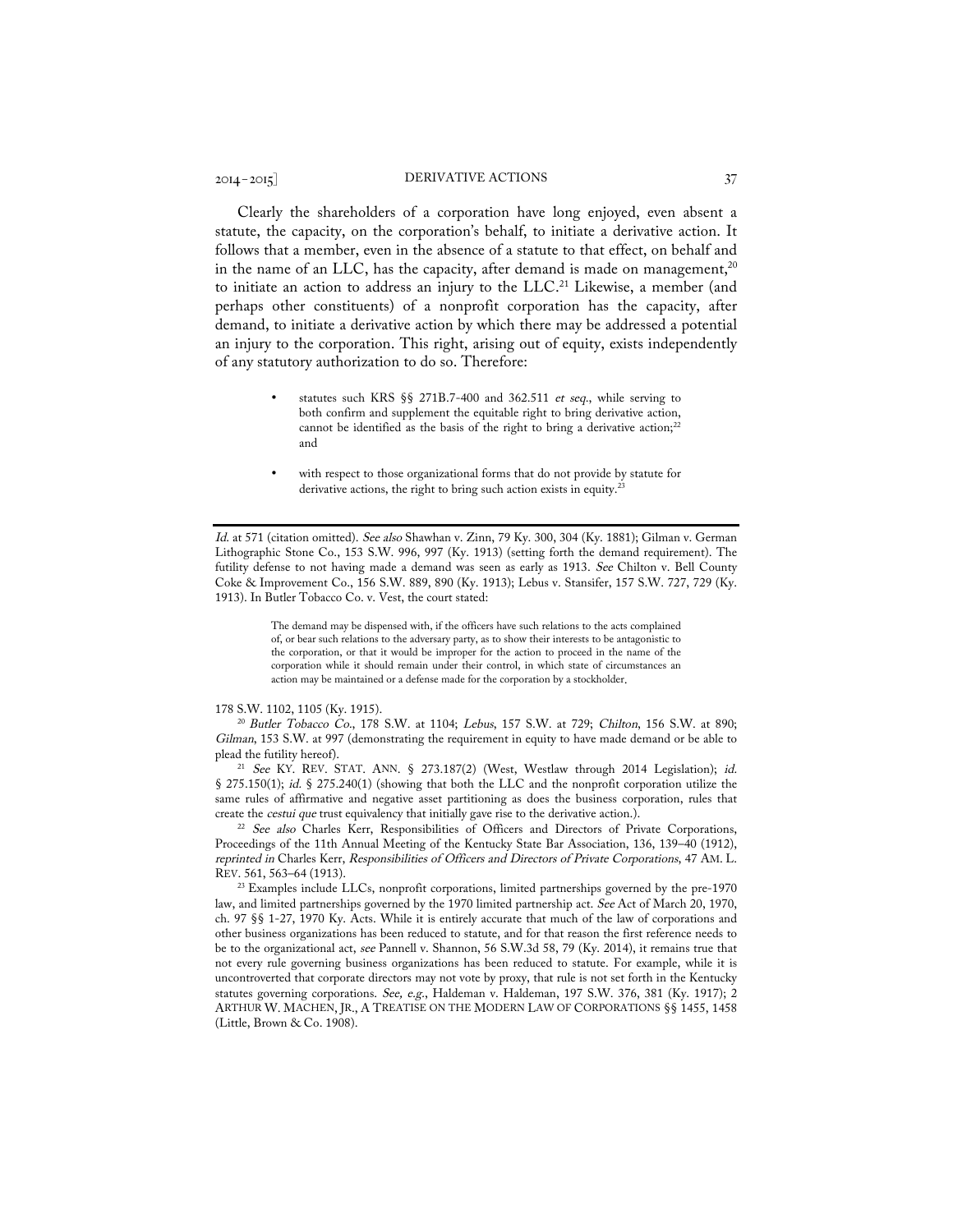Clearly the shareholders of a corporation have long enjoyed, even absent a statute, the capacity, on the corporation's behalf, to initiate a derivative action. It follows that a member, even in the absence of a statute to that effect, on behalf and in the name of an LLC, has the capacity, after demand is made on management,[20] to initiate an action to address an injury to the LLC.[21] Likewise, a member (and perhaps other constituents) of a nonprofit corporation has the capacity, after demand, to initiate a derivative action by which there may be addressed a potential an injury to the corporation. This right, arising out of equity, exists independently of any statutory authorization to do so. Therefore:

- statutes such KRS §§ 271B.7-400 and 362.511 *et seq.*, while serving to both confirm and supplement the equitable right to bring derivative action, cannot be identified as the basis of the right to bring a derivative action;[22] and
- with respect to those organizational forms that do not provide by statute for derivative actions, the right to bring such action exists in equity.[23]

---

*Id.* at 571 (citation omitted). *See also* Shawhan v. Zinn, 79 Ky. 300, 304 (Ky. 1881); Gilman v. German Lithographic Stone Co., 153 S.W. 996, 997 (Ky. 1913) (setting forth the demand requirement). The futility defense to not having made a demand was seen as early as 1913. *See* Chilton v. Bell County Coke & Improvement Co., 156 S.W. 889, 890 (Ky. 1913); Lebus v. Stansifer, 157 S.W. 727, 729 (Ky. 1913). In Butler Tobacco Co. v. Vest, the court stated:

> The demand may be dispensed with, if the officers have such relations to the acts complained of, or bear such relations to the adversary party, as to show their interests to be antagonistic to the corporation, or that it would be improper for the action to proceed in the name of the corporation while it should remain under their control, in which state of circumstances an action may be maintained or a defense made for the corporation by a stockholder.

178 S.W. 1102, 1105 (Ky. 1915).

[20] *Butler Tobacco Co.*, 178 S.W. at 1104; *Lebus*, 157 S.W. at 729; *Chilton*, 156 S.W. at 890; *Gilman*, 153 S.W. at 997 (demonstrating the requirement in equity to have made demand or be able to plead the futility hereof).

[21] *See* KY. REV. STAT. ANN. § 273.187(2) (West, Westlaw through 2014 Legislation); *id.* § 275.150(1); *id.* § 275.240(1) (showing that both the LLC and the nonprofit corporation utilize the same rules of affirmative and negative asset partitioning as does the business corporation, rules that create the *cestui que* trust equivalency that initially gave rise to the derivative action.).

[22] *See also* Charles Kerr, Responsibilities of Officers and Directors of Private Corporations, Proceedings of the 11th Annual Meeting of the Kentucky State Bar Association, 136, 139–40 (1912), *reprinted in* Charles Kerr, *Responsibilities of Officers and Directors of Private Corporations*, 47 AM. L. REV. 561, 563–64 (1913).

[23] Examples include LLCs, nonprofit corporations, limited partnerships governed by the pre-1970 law, and limited partnerships governed by the 1970 limited partnership act. *See* Act of March 20, 1970, ch. 97 §§ 1-27, 1970 Ky. Acts. While it is entirely accurate that much of the law of corporations and other business organizations has been reduced to statute, and for that reason the first reference needs to be to the organizational act, *see* Pannell v. Shannon, 56 S.W.3d 58, 79 (Ky. 2014), it remains true that not every rule governing business organizations has been reduced to statute. For example, while it is uncontroverted that corporate directors may not vote by proxy, that rule is not set forth in the Kentucky statutes governing corporations. *See, e.g.*, Haldeman v. Haldeman, 197 S.W. 376, 381 (Ky. 1917); 2 ARTHUR W. MACHEN, JR., A TREATISE ON THE MODERN LAW OF CORPORATIONS §§ 1455, 1458 (Little, Brown & Co. 1908).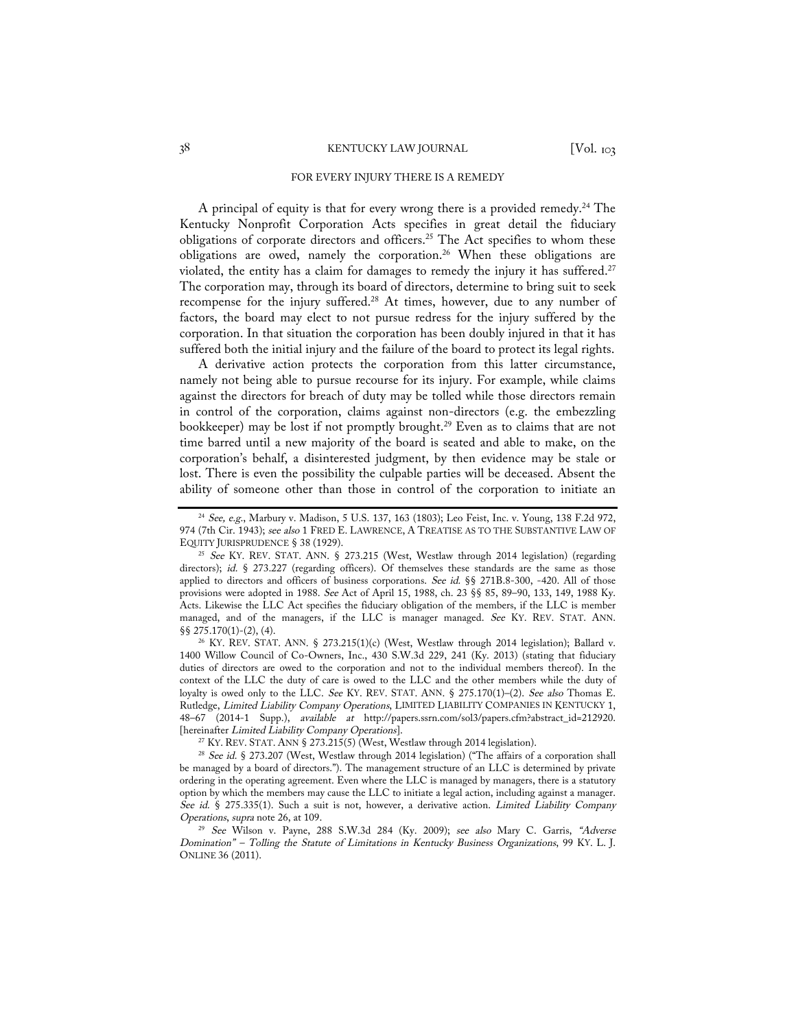## FOR EVERY INJURY THERE IS A REMEDY

A principal of equity is that for every wrong there is a provided remedy.[24] The Kentucky Nonprofit Corporation Acts specifies in great detail the fiduciary obligations of corporate directors and officers.[25] The Act specifies to whom these obligations are owed, namely the corporation.[26] When these obligations are violated, the entity has a claim for damages to remedy the injury it has suffered.[27] The corporation may, through its board of directors, determine to bring suit to seek recompense for the injury suffered.[28] At times, however, due to any number of factors, the board may elect to not pursue redress for the injury suffered by the corporation. In that situation the corporation has been doubly injured in that it has suffered both the initial injury and the failure of the board to protect its legal rights.

A derivative action protects the corporation from this latter circumstance, namely not being able to pursue recourse for its injury. For example, while claims against the directors for breach of duty may be tolled while those directors remain in control of the corporation, claims against non-directors (e.g. the embezzling bookkeeper) may be lost if not promptly brought.[29] Even as to claims that are not time barred until a new majority of the board is seated and able to make, on the corporation's behalf, a disinterested judgment, by then evidence may be stale or lost. There is even the possibility the culpable parties will be deceased. Absent the ability of someone other than those in control of the corporation to initiate an

---

[24] *See, e.g.*, Marbury v. Madison, 5 U.S. 137, 163 (1803); Leo Feist, Inc. v. Young, 138 F.2d 972, 974 (7th Cir. 1943); *see also* 1 FRED E. LAWRENCE, A TREATISE AS TO THE SUBSTANTIVE LAW OF EQUITY JURISPRUDENCE § 38 (1929).

[25] *See* KY. REV. STAT. ANN. § 273.215 (West, Westlaw through 2014 legislation) (regarding directors); *id.* § 273.227 (regarding officers). Of themselves these standards are the same as those applied to directors and officers of business corporations. *See id.* §§ 271B.8-300, -420. All of those provisions were adopted in 1988. *See* Act of April 15, 1988, ch. 23 §§ 85, 89–90, 133, 149, 1988 Ky. Acts. Likewise the LLC Act specifies the fiduciary obligation of the members, if the LLC is member managed, and of the managers, if the LLC is manager managed. *See* KY. REV. STAT. ANN. §§ 275.170(1)-(2), (4).

[26] KY. REV. STAT. ANN. § 273.215(1)(c) (West, Westlaw through 2014 legislation); Ballard v. 1400 Willow Council of Co-Owners, Inc., 430 S.W.3d 229, 241 (Ky. 2013) (stating that fiduciary duties of directors are owed to the corporation and not to the individual members thereof). In the context of the LLC the duty of care is owed to the LLC and the other members while the duty of loyalty is owed only to the LLC. *See* KY. REV. STAT. ANN. § 275.170(1)–(2). *See also* Thomas E. Rutledge, *Limited Liability Company Operations*, LIMITED LIABILITY COMPANIES IN KENTUCKY 1, 48–67 (2014-1 Supp.), *available at* http://papers.ssrn.com/sol3/papers.cfm?abstract_id=212920. [hereinafter *Limited Liability Company Operations*].

[27] KY. REV. STAT. ANN § 273.215(5) (West, Westlaw through 2014 legislation).

[28] *See id.* § 273.207 (West, Westlaw through 2014 legislation) ("The affairs of a corporation shall be managed by a board of directors."). The management structure of an LLC is determined by private ordering in the operating agreement. Even where the LLC is managed by managers, there is a statutory option by which the members may cause the LLC to initiate a legal action, including against a manager. *See id.* § 275.335(1). Such a suit is not, however, a derivative action. *Limited Liability Company Operations*, *supra* note 26, at 109.

[29] *See* Wilson v. Payne, 288 S.W.3d 284 (Ky. 2009); *see also* Mary C. Garris, *"Adverse Domination" – Tolling the Statute of Limitations in Kentucky Business Organizations*, 99 KY. L. J. ONLINE 36 (2011).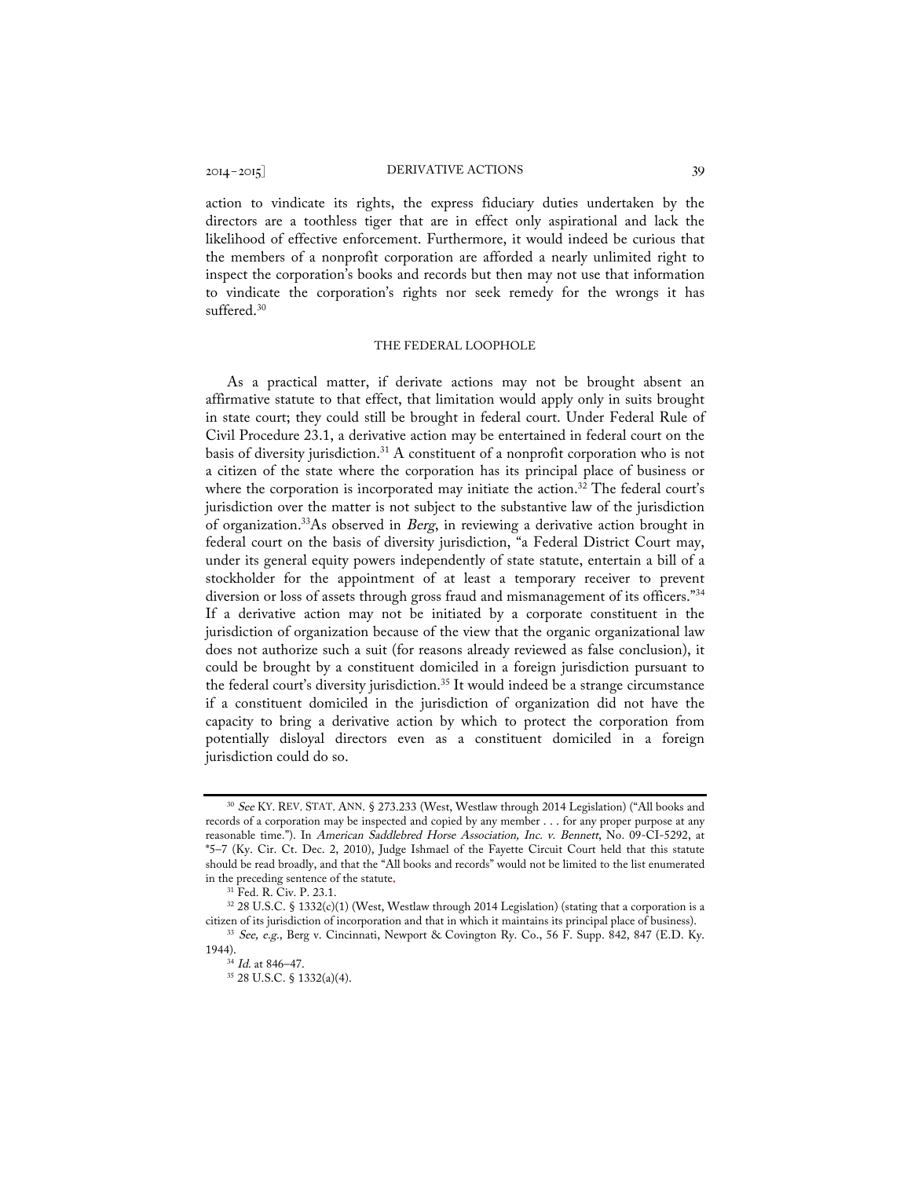action to vindicate its rights, the express fiduciary duties undertaken by the directors are a toothless tiger that are in effect only aspirational and lack the likelihood of effective enforcement. Furthermore, it would indeed be curious that the members of a nonprofit corporation are afforded a nearly unlimited right to inspect the corporation's books and records but then may not use that information to vindicate the corporation's rights nor seek remedy for the wrongs it has suffered.[30]

## THE FEDERAL LOOPHOLE

As a practical matter, if derivate actions may not be brought absent an affirmative statute to that effect, that limitation would apply only in suits brought in state court; they could still be brought in federal court. Under Federal Rule of Civil Procedure 23.1, a derivative action may be entertained in federal court on the basis of diversity jurisdiction.[31] A constituent of a nonprofit corporation who is not a citizen of the state where the corporation has its principal place of business or where the corporation is incorporated may initiate the action.[32] The federal court's jurisdiction over the matter is not subject to the substantive law of the jurisdiction of organization.[33]As observed in *Berg*, in reviewing a derivative action brought in federal court on the basis of diversity jurisdiction, "a Federal District Court may, under its general equity powers independently of state statute, entertain a bill of a stockholder for the appointment of at least a temporary receiver to prevent diversion or loss of assets through gross fraud and mismanagement of its officers."[34] If a derivative action may not be initiated by a corporate constituent in the jurisdiction of organization because of the view that the organic organizational law does not authorize such a suit (for reasons already reviewed as false conclusion), it could be brought by a constituent domiciled in a foreign jurisdiction pursuant to the federal court's diversity jurisdiction.[35] It would indeed be a strange circumstance if a constituent domiciled in the jurisdiction of organization did not have the capacity to bring a derivative action by which to protect the corporation from potentially disloyal directors even as a constituent domiciled in a foreign jurisdiction could do so.

---

[30] *See* KY. REV. STAT. ANN. § 273.233 (West, Westlaw through 2014 Legislation) ("All books and records of a corporation may be inspected and copied by any member . . . for any proper purpose at any reasonable time."). In *American Saddlebred Horse Association, Inc. v. Bennett*, No. 09-CI-5292, at *5–7 (Ky. Cir. Ct. Dec. 2, 2010), Judge Ishmael of the Fayette Circuit Court held that this statute should be read broadly, and that the "All books and records" would not be limited to the list enumerated in the preceding sentence of the statute.

[31] Fed. R. Civ. P. 23.1.

[32] 28 U.S.C. § 1332(c)(1) (West, Westlaw through 2014 Legislation) (stating that a corporation is a citizen of its jurisdiction of incorporation and that in which it maintains its principal place of business).

[33] *See, e.g.*, Berg v. Cincinnati, Newport & Covington Ry. Co., 56 F. Supp. 842, 847 (E.D. Ky. 1944).

[34] *Id.* at 846–47.

[35] 28 U.S.C. § 1332(a)(4).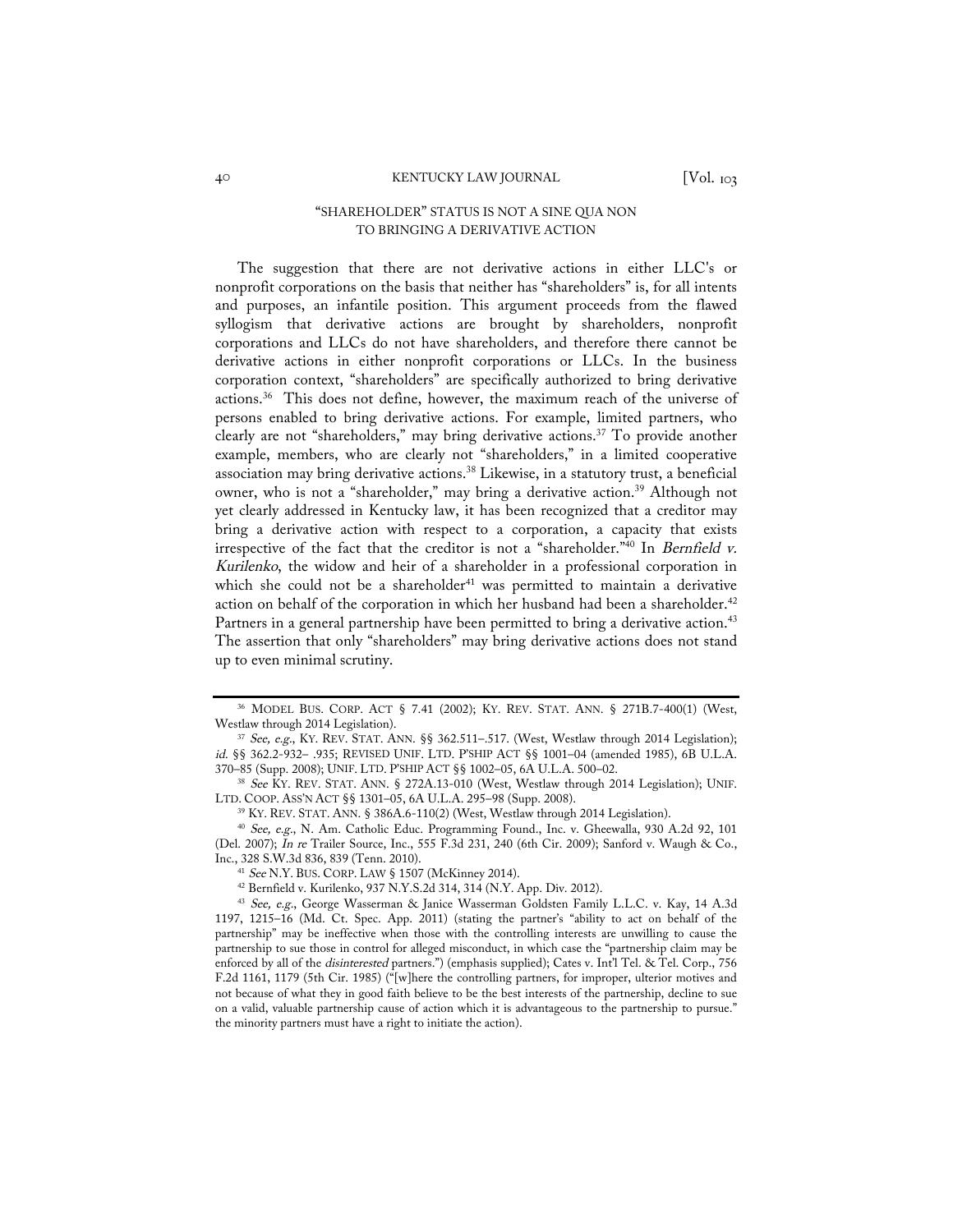## "SHAREHOLDER" STATUS IS NOT A SINE QUA NON TO BRINGING A DERIVATIVE ACTION

The suggestion that there are not derivative actions in either LLC's or nonprofit corporations on the basis that neither has "shareholders" is, for all intents and purposes, an infantile position. This argument proceeds from the flawed syllogism that derivative actions are brought by shareholders, nonprofit corporations and LLCs do not have shareholders, and therefore there cannot be derivative actions in either nonprofit corporations or LLCs. In the business corporation context, "shareholders" are specifically authorized to bring derivative actions.[36] This does not define, however, the maximum reach of the universe of persons enabled to bring derivative actions. For example, limited partners, who clearly are not "shareholders," may bring derivative actions.[37] To provide another example, members, who are clearly not "shareholders," in a limited cooperative association may bring derivative actions.[38] Likewise, in a statutory trust, a beneficial owner, who is not a "shareholder," may bring a derivative action.[39] Although not yet clearly addressed in Kentucky law, it has been recognized that a creditor may bring a derivative action with respect to a corporation, a capacity that exists irrespective of the fact that the creditor is not a "shareholder."[40] In *Bernfield v. Kurilenko*, the widow and heir of a shareholder in a professional corporation in which she could not be a shareholder[41] was permitted to maintain a derivative action on behalf of the corporation in which her husband had been a shareholder.[42] Partners in a general partnership have been permitted to bring a derivative action.[43] The assertion that only "shareholders" may bring derivative actions does not stand up to even minimal scrutiny.

---

[36] MODEL BUS. CORP. ACT § 7.41 (2002); KY. REV. STAT. ANN. § 271B.7-400(1) (West, Westlaw through 2014 Legislation).

[37] *See, e.g.*, KY. REV. STAT. ANN. §§ 362.511–.517. (West, Westlaw through 2014 Legislation); *id.* §§ 362.2-932– .935; REVISED UNIF. LTD. P'SHIP ACT §§ 1001–04 (amended 1985), 6B U.L.A. 370–85 (Supp. 2008); UNIF. LTD. P'SHIP ACT §§ 1002–05, 6A U.L.A. 500–02.

[38] *See* KY. REV. STAT. ANN. § 272A.13-010 (West, Westlaw through 2014 Legislation); UNIF. LTD. COOP. ASS'N ACT §§ 1301–05, 6A U.L.A. 295–98 (Supp. 2008).

[39] KY. REV. STAT. ANN. § 386A.6-110(2) (West, Westlaw through 2014 Legislation).

[40] *See, e.g.*, N. Am. Catholic Educ. Programming Found., Inc. v. Gheewalla, 930 A.2d 92, 101 (Del. 2007); *In re* Trailer Source, Inc., 555 F.3d 231, 240 (6th Cir. 2009); Sanford v. Waugh & Co., Inc., 328 S.W.3d 836, 839 (Tenn. 2010).

[41] *See* N.Y. BUS. CORP. LAW § 1507 (McKinney 2014).

[42] Bernfield v. Kurilenko, 937 N.Y.S.2d 314, 314 (N.Y. App. Div. 2012).

[43] *See, e.g.*, George Wasserman & Janice Wasserman Goldsten Family L.L.C. v. Kay, 14 A.3d 1197, 1215–16 (Md. Ct. Spec. App. 2011) (stating the partner's "ability to act on behalf of the partnership" may be ineffective when those with the controlling interests are unwilling to cause the partnership to sue those in control for alleged misconduct, in which case the "partnership claim may be enforced by all of the *disinterested* partners.") (emphasis supplied); Cates v. Int'l Tel. & Tel. Corp., 756 F.2d 1161, 1179 (5th Cir. 1985) ("[w]here the controlling partners, for improper, ulterior motives and not because of what they in good faith believe to be the best interests of the partnership, decline to sue on a valid, valuable partnership cause of action which it is advantageous to the partnership to pursue." the minority partners must have a right to initiate the action).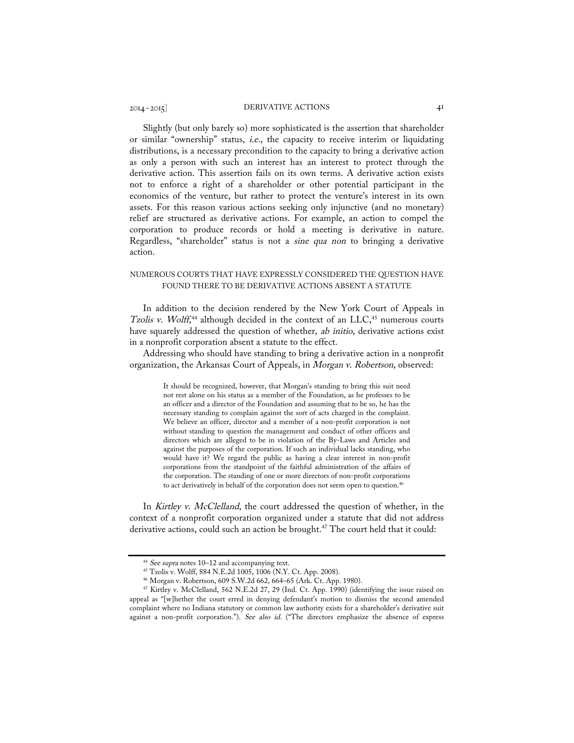Slightly (but only barely so) more sophisticated is the assertion that shareholder or similar "ownership" status, *i.e.*, the capacity to receive interim or liquidating distributions, is a necessary precondition to the capacity to bring a derivative action as only a person with such an interest has an interest to protect through the derivative action. This assertion fails on its own terms. A derivative action exists not to enforce a right of a shareholder or other potential participant in the economics of the venture, but rather to protect the venture's interest in its own assets. For this reason various actions seeking only injunctive (and no monetary) relief are structured as derivative actions. For example, an action to compel the corporation to produce records or hold a meeting is derivative in nature. Regardless, "shareholder" status is not a *sine qua non* to bringing a derivative action.

## NUMEROUS COURTS THAT HAVE EXPRESSLY CONSIDERED THE QUESTION HAVE FOUND THERE TO BE DERIVATIVE ACTIONS ABSENT A STATUTE

In addition to the decision rendered by the New York Court of Appeals in *Tzolis v. Wolff*,[44] although decided in the context of an LLC,[45] numerous courts have squarely addressed the question of whether, *ab initio*, derivative actions exist in a nonprofit corporation absent a statute to the effect.

Addressing who should have standing to bring a derivative action in a nonprofit organization, the Arkansas Court of Appeals, in *Morgan v. Robertson*, observed:

> It should be recognized, however, that Morgan's standing to bring this suit need not rest alone on his status as a member of the Foundation, as he professes to be an officer and a director of the Foundation and assuming that to be so, he has the necessary standing to complain against the sort of acts charged in the complaint. We believe an officer, director and a member of a non-profit corporation is not without standing to question the management and conduct of other officers and directors which are alleged to be in violation of the By-Laws and Articles and against the purposes of the corporation. If such an individual lacks standing, who would have it? We regard the public as having a clear interest in non-profit corporations from the standpoint of the faithful administration of the affairs of the corporation. The standing of one or more directors of non-profit corporations to act derivatively in behalf of the corporation does not seem open to question.[46]

In *Kirtley v. McClelland*, the court addressed the question of whether, in the context of a nonprofit corporation organized under a statute that did not address derivative actions, could such an action be brought.[47] The court held that it could:

---

[44] *See supra* notes 10–12 and accompanying text.

[45] Tzolis v. Wolff, 884 N.E.2d 1005, 1006 (N.Y. Ct. App. 2008).

[46] Morgan v. Robertson, 609 S.W.2d 662, 664–65 (Ark. Ct. App. 1980).

[47] Kirtley v. McClelland, 562 N.E.2d 27, 29 (Ind. Ct. App. 1990) (identifying the issue raised on appeal as "[w]hether the court erred in denying defendant's motion to dismiss the second amended complaint where no Indiana statutory or common law authority exists for a shareholder's derivative suit against a non-profit corporation."). *See also id.* ("The directors emphasize the absence of express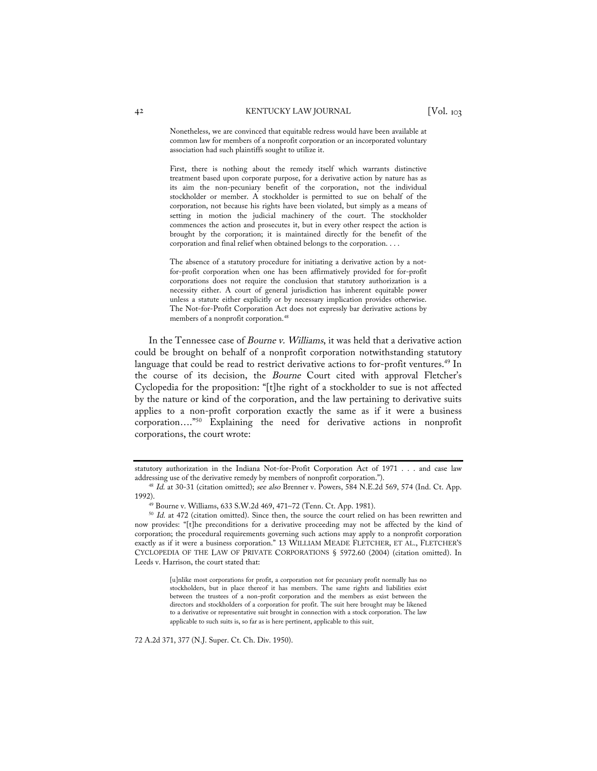> Nonetheless, we are convinced that equitable redress would have been available at common law for members of a nonprofit corporation or an incorporated voluntary association had such plaintiffs sought to utilize it.
>
> First, there is nothing about the remedy itself which warrants distinctive treatment based upon corporate purpose, for a derivative action by nature has as its aim the non-pecuniary benefit of the corporation, not the individual stockholder or member. A stockholder is permitted to sue on behalf of the corporation, not because his rights have been violated, but simply as a means of setting in motion the judicial machinery of the court. The stockholder commences the action and prosecutes it, but in every other respect the action is brought by the corporation; it is maintained directly for the benefit of the corporation and final relief when obtained belongs to the corporation. . . .
>
> The absence of a statutory procedure for initiating a derivative action by a not-for-profit corporation when one has been affirmatively provided for for-profit corporations does not require the conclusion that statutory authorization is a necessity either. A court of general jurisdiction has inherent equitable power unless a statute either explicitly or by necessary implication provides otherwise. The Not-for-Profit Corporation Act does not expressly bar derivative actions by members of a nonprofit corporation.[48]

In the Tennessee case of *Bourne v. Williams*, it was held that a derivative action could be brought on behalf of a nonprofit corporation notwithstanding statutory language that could be read to restrict derivative actions to for-profit ventures.[49] In the course of its decision, the *Bourne* Court cited with approval Fletcher's Cyclopedia for the proposition: "[t]he right of a stockholder to sue is not affected by the nature or kind of the corporation, and the law pertaining to derivative suits applies to a non-profit corporation exactly the same as if it were a business corporation…."[50] Explaining the need for derivative actions in nonprofit corporations, the court wrote:

---

statutory authorization in the Indiana Not-for-Profit Corporation Act of 1971 . . . and case law addressing use of the derivative remedy by members of nonprofit corporation.").

[48] *Id.* at 30-31 (citation omitted); *see also* Brenner v. Powers, 584 N.E.2d 569, 574 (Ind. Ct. App. 1992).

[49] Bourne v. Williams, 633 S.W.2d 469, 471–72 (Tenn. Ct. App. 1981).

[50] *Id.* at 472 (citation omitted). Since then, the source the court relied on has been rewritten and now provides: "[t]he preconditions for a derivative proceeding may not be affected by the kind of corporation; the procedural requirements governing such actions may apply to a nonprofit corporation exactly as if it were a business corporation." 13 WILLIAM MEADE FLETCHER, ET AL., FLETCHER'S CYCLOPEDIA OF THE LAW OF PRIVATE CORPORATIONS § 5972.60 (2004) (citation omitted). In Leeds v. Harrison, the court stated that:

> [u]nlike most corporations for profit, a corporation not for pecuniary profit normally has no stockholders, but in place thereof it has members. The same rights and liabilities exist between the trustees of a non-profit corporation and the members as exist between the directors and stockholders of a corporation for profit. The suit here brought may be likened to a derivative or representative suit brought in connection with a stock corporation. The law applicable to such suits is, so far as is here pertinent, applicable to this suit.

72 A.2d 371, 377 (N.J. Super. Ct. Ch. Div. 1950).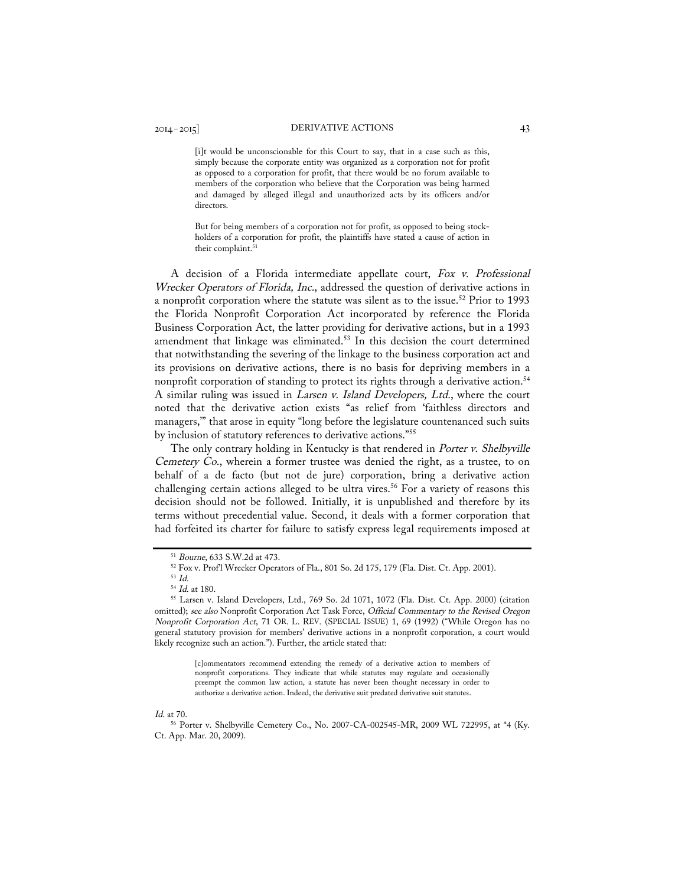> [i]t would be unconscionable for this Court to say, that in a case such as this, simply because the corporate entity was organized as a corporation not for profit as opposed to a corporation for profit, that there would be no forum available to members of the corporation who believe that the Corporation was being harmed and damaged by alleged illegal and unauthorized acts by its officers and/or directors.
>
> But for being members of a corporation not for profit, as opposed to being stockholders of a corporation for profit, the plaintiffs have stated a cause of action in their complaint.[51]

A decision of a Florida intermediate appellate court, *Fox v. Professional Wrecker Operators of Florida, Inc.*, addressed the question of derivative actions in a nonprofit corporation where the statute was silent as to the issue.[52] Prior to 1993 the Florida Nonprofit Corporation Act incorporated by reference the Florida Business Corporation Act, the latter providing for derivative actions, but in a 1993 amendment that linkage was eliminated.[53] In this decision the court determined that notwithstanding the severing of the linkage to the business corporation act and its provisions on derivative actions, there is no basis for depriving members in a nonprofit corporation of standing to protect its rights through a derivative action.[54] A similar ruling was issued in *Larsen v. Island Developers, Ltd.*, where the court noted that the derivative action exists "as relief from 'faithless directors and managers,'" that arose in equity "long before the legislature countenanced such suits by inclusion of statutory references to derivative actions."[55]

The only contrary holding in Kentucky is that rendered in *Porter v. Shelbyville Cemetery Co.*, wherein a former trustee was denied the right, as a trustee, to on behalf of a de facto (but not de jure) corporation, bring a derivative action challenging certain actions alleged to be ultra vires.[56] For a variety of reasons this decision should not be followed. Initially, it is unpublished and therefore by its terms without precedential value. Second, it deals with a former corporation that had forfeited its charter for failure to satisfy express legal requirements imposed at

---

[51] *Bourne*, 633 S.W.2d at 473.

[52] Fox v. Prof'l Wrecker Operators of Fla., 801 So. 2d 175, 179 (Fla. Dist. Ct. App. 2001).

[53] *Id.*

[54] *Id.* at 180.

[55] Larsen v. Island Developers, Ltd., 769 So. 2d 1071, 1072 (Fla. Dist. Ct. App. 2000) (citation omitted); *see also* Nonprofit Corporation Act Task Force, *Official Commentary to the Revised Oregon Nonprofit Corporation Act*, 71 OR. L. REV. (SPECIAL ISSUE) 1, 69 (1992) ("While Oregon has no general statutory provision for members' derivative actions in a nonprofit corporation, a court would likely recognize such an action."). Further, the article stated that:

> [c]ommentators recommend extending the remedy of a derivative action to members of nonprofit corporations. They indicate that while statutes may regulate and occasionally preempt the common law action, a statute has never been thought necessary in order to authorize a derivative action. Indeed, the derivative suit predated derivative suit statutes.

*Id.* at 70.

[56] Porter v. Shelbyville Cemetery Co., No. 2007-CA-002545-MR, 2009 WL 722995, at *4 (Ky. Ct. App. Mar. 20, 2009).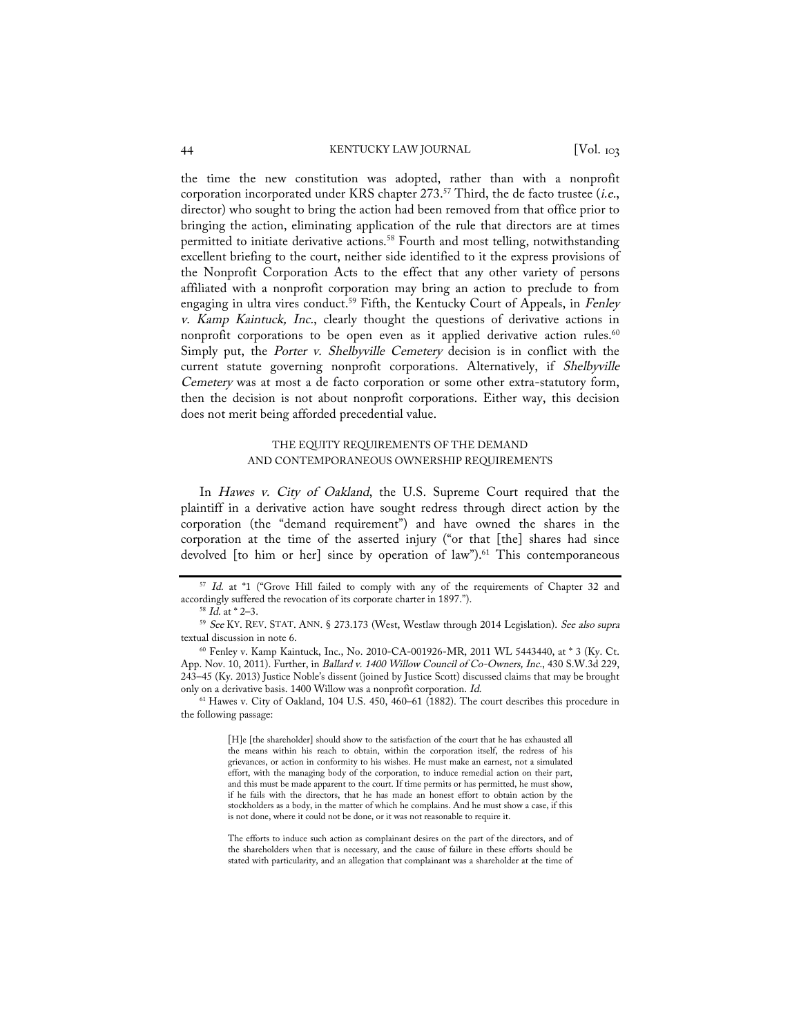the time the new constitution was adopted, rather than with a nonprofit corporation incorporated under KRS chapter 273.[57] Third, the de facto trustee (*i.e.*, director) who sought to bring the action had been removed from that office prior to bringing the action, eliminating application of the rule that directors are at times permitted to initiate derivative actions.[58] Fourth and most telling, notwithstanding excellent briefing to the court, neither side identified to it the express provisions of the Nonprofit Corporation Acts to the effect that any other variety of persons affiliated with a nonprofit corporation may bring an action to preclude to from engaging in ultra vires conduct.[59] Fifth, the Kentucky Court of Appeals, in *Fenley v. Kamp Kaintuck, Inc.*, clearly thought the questions of derivative actions in nonprofit corporations to be open even as it applied derivative action rules.[60] Simply put, the *Porter v. Shelbyville Cemetery* decision is in conflict with the current statute governing nonprofit corporations. Alternatively, if *Shelbyville Cemetery* was at most a de facto corporation or some other extra-statutory form, then the decision is not about nonprofit corporations. Either way, this decision does not merit being afforded precedential value.

## THE EQUITY REQUIREMENTS OF THE DEMAND AND CONTEMPORANEOUS OWNERSHIP REQUIREMENTS

In *Hawes v. City of Oakland*, the U.S. Supreme Court required that the plaintiff in a derivative action have sought redress through direct action by the corporation (the "demand requirement") and have owned the shares in the corporation at the time of the asserted injury ("or that [the] shares had since devolved [to him or her] since by operation of law").[61] This contemporaneous

---

[57] *Id.* at *1 ("Grove Hill failed to comply with any of the requirements of Chapter 32 and accordingly suffered the revocation of its corporate charter in 1897.").

[58] *Id.* at * 2–3.

[59] *See* KY. REV. STAT. ANN. § 273.173 (West, Westlaw through 2014 Legislation). *See also supra* textual discussion in note 6.

[60] Fenley v. Kamp Kaintuck, Inc., No. 2010-CA-001926-MR, 2011 WL 5443440, at * 3 (Ky. Ct. App. Nov. 10, 2011). Further, in *Ballard v. 1400 Willow Council of Co-Owners, Inc.*, 430 S.W.3d 229, 243–45 (Ky. 2013) Justice Noble's dissent (joined by Justice Scott) discussed claims that may be brought only on a derivative basis. 1400 Willow was a nonprofit corporation. *Id.*

[61] Hawes v. City of Oakland, 104 U.S. 450, 460–61 (1882). The court describes this procedure in the following passage:

> [H]e [the shareholder] should show to the satisfaction of the court that he has exhausted all the means within his reach to obtain, within the corporation itself, the redress of his grievances, or action in conformity to his wishes. He must make an earnest, not a simulated effort, with the managing body of the corporation, to induce remedial action on their part, and this must be made apparent to the court. If time permits or has permitted, he must show, if he fails with the directors, that he has made an honest effort to obtain action by the stockholders as a body, in the matter of which he complains. And he must show a case, if this is not done, where it could not be done, or it was not reasonable to require it.
>
> The efforts to induce such action as complainant desires on the part of the directors, and of the shareholders when that is necessary, and the cause of failure in these efforts should be stated with particularity, and an allegation that complainant was a shareholder at the time of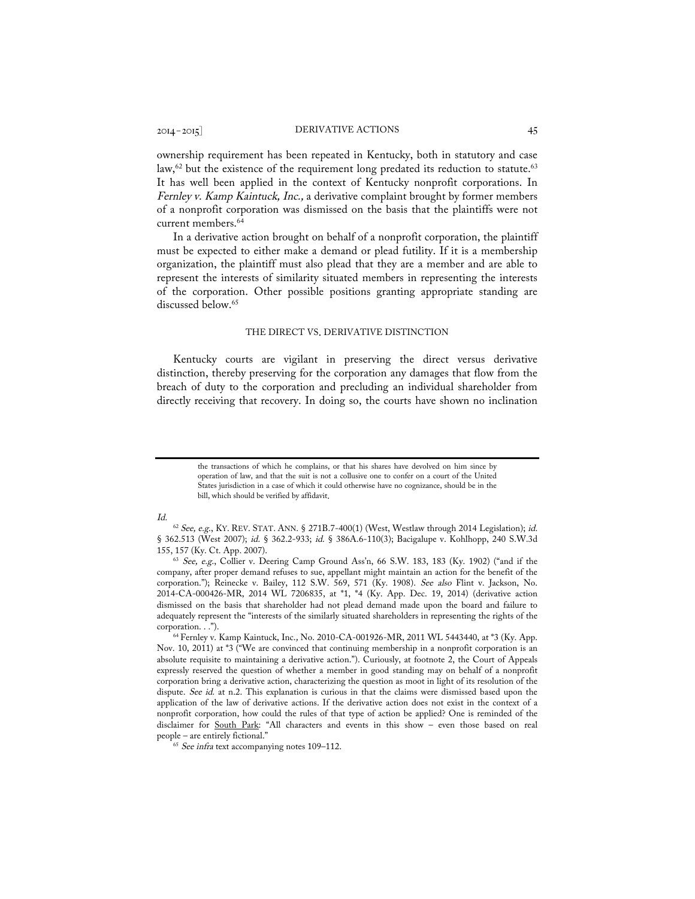ownership requirement has been repeated in Kentucky, both in statutory and case law,[62] but the existence of the requirement long predated its reduction to statute.[63] It has well been applied in the context of Kentucky nonprofit corporations. In *Fernley v. Kamp Kaintuck, Inc.,* a derivative complaint brought by former members of a nonprofit corporation was dismissed on the basis that the plaintiffs were not current members.[64]

In a derivative action brought on behalf of a nonprofit corporation, the plaintiff must be expected to either make a demand or plead futility. If it is a membership organization, the plaintiff must also plead that they are a member and are able to represent the interests of similarity situated members in representing the interests of the corporation. Other possible positions granting appropriate standing are discussed below.[65]

## THE DIRECT VS. DERIVATIVE DISTINCTION

Kentucky courts are vigilant in preserving the direct versus derivative distinction, thereby preserving for the corporation any damages that flow from the breach of duty to the corporation and precluding an individual shareholder from directly receiving that recovery. In doing so, the courts have shown no inclination

---

> the transactions of which he complains, or that his shares have devolved on him since by operation of law, and that the suit is not a collusive one to confer on a court of the United States jurisdiction in a case of which it could otherwise have no cognizance, should be in the bill, which should be verified by affidavit.

*Id.*

[62] *See, e.g.*, KY. REV. STAT. ANN. § 271B.7-400(1) (West, Westlaw through 2014 Legislation); *id.* § 362.513 (West 2007); *id.* § 362.2-933; *id.* § 386A.6-110(3); Bacigalupe v. Kohlhopp, 240 S.W.3d 155, 157 (Ky. Ct. App. 2007).

[63] *See, e.g.*, Collier v. Deering Camp Ground Ass'n, 66 S.W. 183, 183 (Ky. 1902) ("and if the company, after proper demand refuses to sue, appellant might maintain an action for the benefit of the corporation."); Reinecke v. Bailey, 112 S.W. 569, 571 (Ky. 1908). *See also* Flint v. Jackson, No. 2014-CA-000426-MR, 2014 WL 7206835, at *1, *4 (Ky. App. Dec. 19, 2014) (derivative action dismissed on the basis that shareholder had not plead demand made upon the board and failure to adequately represent the "interests of the similarly situated shareholders in representing the rights of the corporation. . .").

[64] Fernley v. Kamp Kaintuck, Inc., No. 2010-CA-001926-MR, 2011 WL 5443440, at *3 (Ky. App. Nov. 10, 2011) at *3 ("We are convinced that continuing membership in a nonprofit corporation is an absolute requisite to maintaining a derivative action."). Curiously, at footnote 2, the Court of Appeals expressly reserved the question of whether a member in good standing may on behalf of a nonprofit corporation bring a derivative action, characterizing the question as moot in light of its resolution of the dispute. *See id.* at n.2. This explanation is curious in that the claims were dismissed based upon the application of the law of derivative actions. If the derivative action does not exist in the context of a nonprofit corporation, how could the rules of that type of action be applied? One is reminded of the disclaimer for South Park: "All characters and events in this show – even those based on real people – are entirely fictional."

[65] *See infra* text accompanying notes 109–112.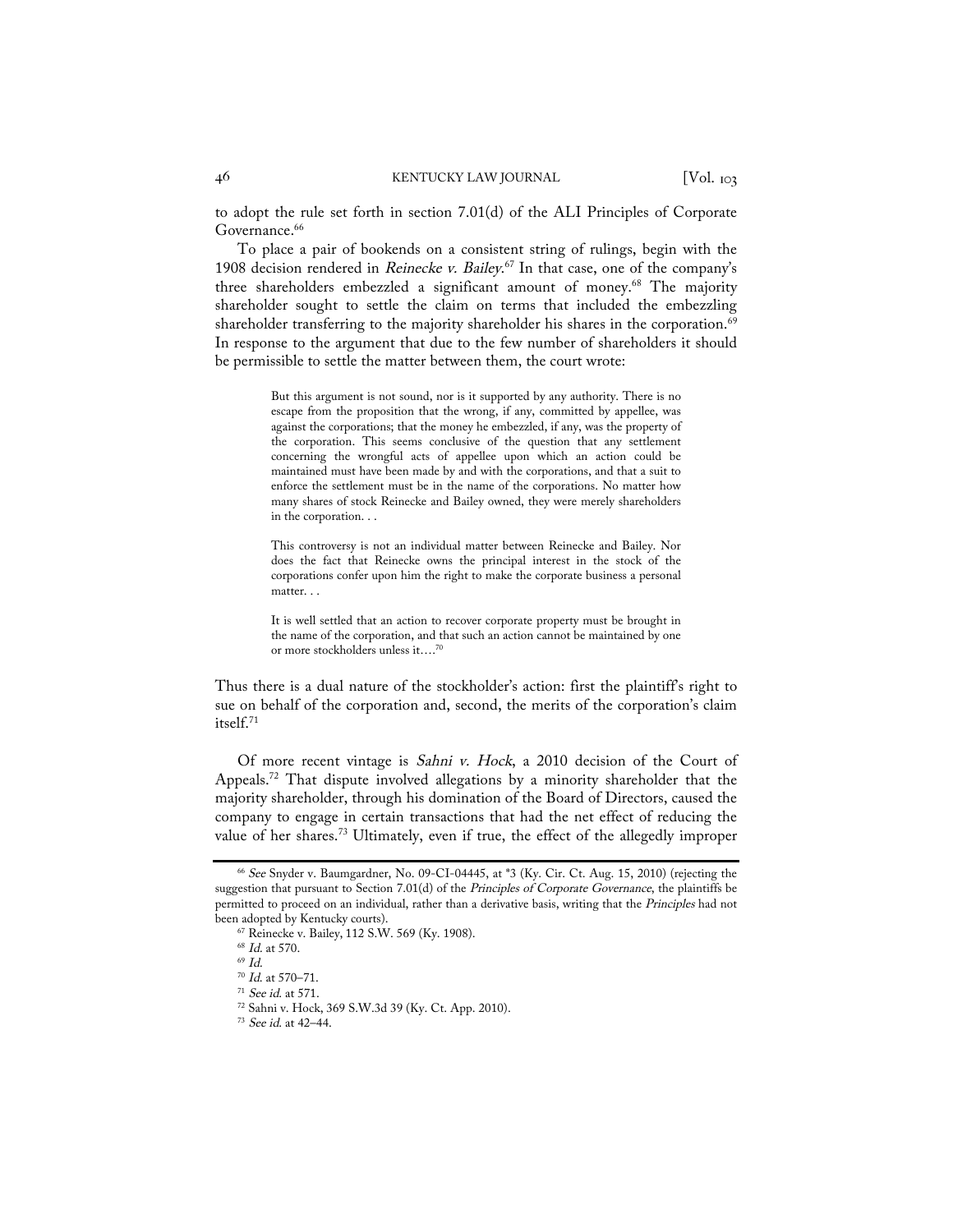to adopt the rule set forth in section 7.01(d) of the ALI Principles of Corporate Governance.[66]

To place a pair of bookends on a consistent string of rulings, begin with the 1908 decision rendered in *Reinecke v. Bailey*.[67] In that case, one of the company's three shareholders embezzled a significant amount of money.[68] The majority shareholder sought to settle the claim on terms that included the embezzling shareholder transferring to the majority shareholder his shares in the corporation.[69] In response to the argument that due to the few number of shareholders it should be permissible to settle the matter between them, the court wrote:

> But this argument is not sound, nor is it supported by any authority. There is no escape from the proposition that the wrong, if any, committed by appellee, was against the corporations; that the money he embezzled, if any, was the property of the corporation. This seems conclusive of the question that any settlement concerning the wrongful acts of appellee upon which an action could be maintained must have been made by and with the corporations, and that a suit to enforce the settlement must be in the name of the corporations. No matter how many shares of stock Reinecke and Bailey owned, they were merely shareholders in the corporation. . .
>
> This controversy is not an individual matter between Reinecke and Bailey. Nor does the fact that Reinecke owns the principal interest in the stock of the corporations confer upon him the right to make the corporate business a personal matter. . .
>
> It is well settled that an action to recover corporate property must be brought in the name of the corporation, and that such an action cannot be maintained by one or more stockholders unless it….[70]

Thus there is a dual nature of the stockholder's action: first the plaintiff's right to sue on behalf of the corporation and, second, the merits of the corporation's claim itself.[71]

Of more recent vintage is *Sahni v. Hock*, a 2010 decision of the Court of Appeals.[72] That dispute involved allegations by a minority shareholder that the majority shareholder, through his domination of the Board of Directors, caused the company to engage in certain transactions that had the net effect of reducing the value of her shares.[73] Ultimately, even if true, the effect of the allegedly improper

---

[66] *See* Snyder v. Baumgardner, No. 09-CI-04445, at *3 (Ky. Cir. Ct. Aug. 15, 2010) (rejecting the suggestion that pursuant to Section 7.01(d) of the *Principles of Corporate Governance*, the plaintiffs be permitted to proceed on an individual, rather than a derivative basis, writing that the *Principles* had not been adopted by Kentucky courts).

[67] Reinecke v. Bailey, 112 S.W. 569 (Ky. 1908).

[68] *Id.* at 570.

[69] *Id.*

[70] *Id.* at 570–71.

[71] *See id.* at 571.

[72] Sahni v. Hock, 369 S.W.3d 39 (Ky. Ct. App. 2010).

[73] *See id.* at 42–44.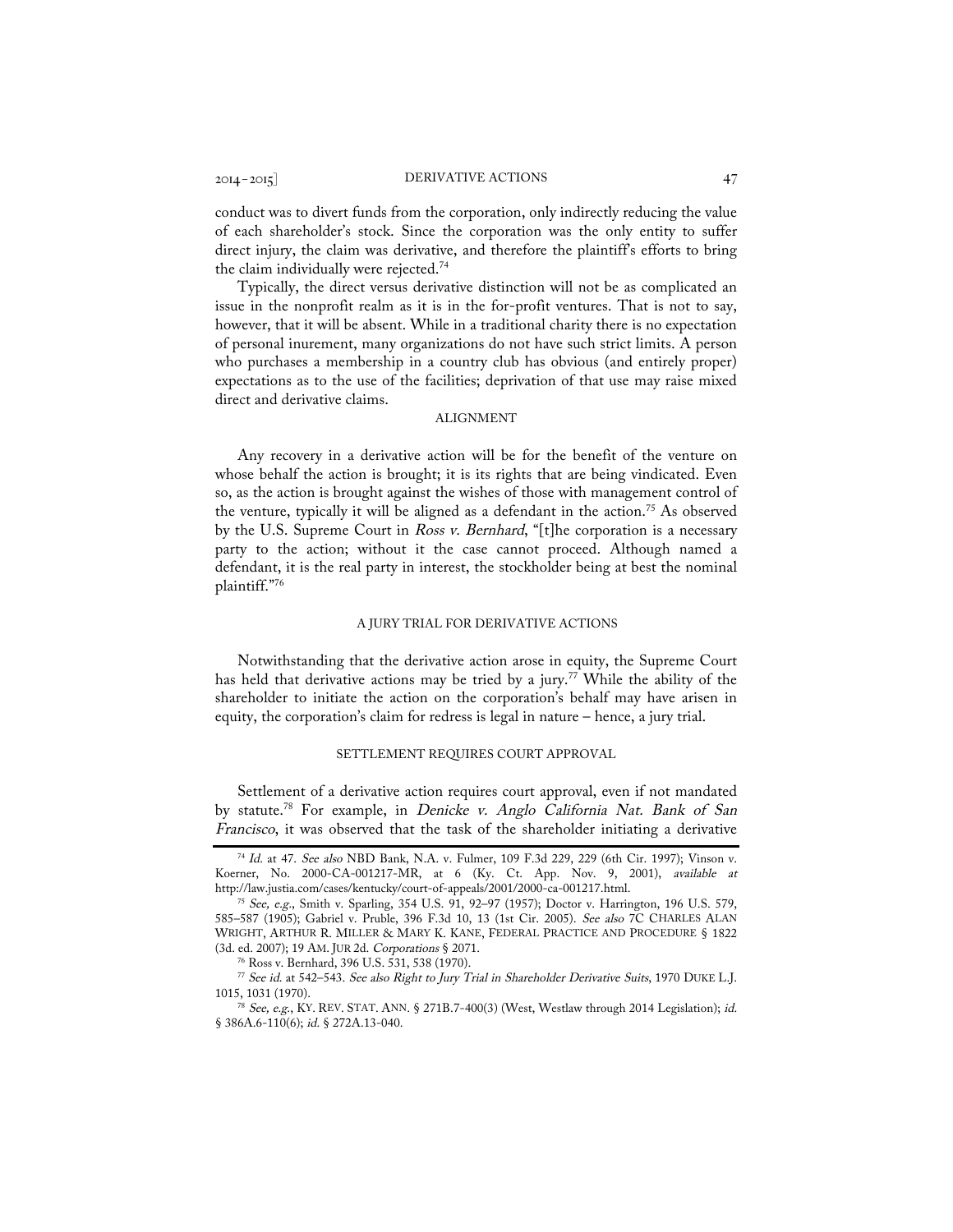conduct was to divert funds from the corporation, only indirectly reducing the value of each shareholder's stock. Since the corporation was the only entity to suffer direct injury, the claim was derivative, and therefore the plaintiff's efforts to bring the claim individually were rejected.[74]

Typically, the direct versus derivative distinction will not be as complicated an issue in the nonprofit realm as it is in the for-profit ventures. That is not to say, however, that it will be absent. While in a traditional charity there is no expectation of personal inurement, many organizations do not have such strict limits. A person who purchases a membership in a country club has obvious (and entirely proper) expectations as to the use of the facilities; deprivation of that use may raise mixed direct and derivative claims.

## ALIGNMENT

Any recovery in a derivative action will be for the benefit of the venture on whose behalf the action is brought; it is its rights that are being vindicated. Even so, as the action is brought against the wishes of those with management control of the venture, typically it will be aligned as a defendant in the action.[75] As observed by the U.S. Supreme Court in *Ross v. Bernhard*, "[t]he corporation is a necessary party to the action; without it the case cannot proceed. Although named a defendant, it is the real party in interest, the stockholder being at best the nominal plaintiff."[76]

## A JURY TRIAL FOR DERIVATIVE ACTIONS

Notwithstanding that the derivative action arose in equity, the Supreme Court has held that derivative actions may be tried by a jury.[77] While the ability of the shareholder to initiate the action on the corporation's behalf may have arisen in equity, the corporation's claim for redress is legal in nature – hence, a jury trial.

## SETTLEMENT REQUIRES COURT APPROVAL

Settlement of a derivative action requires court approval, even if not mandated by statute.[78] For example, in *Denicke v. Anglo California Nat. Bank of San Francisco*, it was observed that the task of the shareholder initiating a derivative

---

[74] *Id.* at 47. *See also* NBD Bank, N.A. v. Fulmer, 109 F.3d 229, 229 (6th Cir. 1997); Vinson v. Koerner, No. 2000-CA-001217-MR, at 6 (Ky. Ct. App. Nov. 9, 2001), *available at* http://law.justia.com/cases/kentucky/court-of-appeals/2001/2000-ca-001217.html.

[75] *See, e.g.*, Smith v. Sparling, 354 U.S. 91, 92–97 (1957); Doctor v. Harrington, 196 U.S. 579, 585–587 (1905); Gabriel v. Pruble, 396 F.3d 10, 13 (1st Cir. 2005). *See also* 7C CHARLES ALAN WRIGHT, ARTHUR R. MILLER & MARY K. KANE, FEDERAL PRACTICE AND PROCEDURE § 1822 (3d. ed. 2007); 19 AM. JUR 2d. *Corporations* § 2071.

[76] Ross v. Bernhard, 396 U.S. 531, 538 (1970).

[77] *See id.* at 542–543. *See also Right to Jury Trial in Shareholder Derivative Suits*, 1970 DUKE L.J. 1015, 1031 (1970).

[78] *See, e.g.*, KY. REV. STAT. ANN. § 271B.7-400(3) (West, Westlaw through 2014 Legislation); *id.* § 386A.6-110(6); *id.* § 272A.13-040.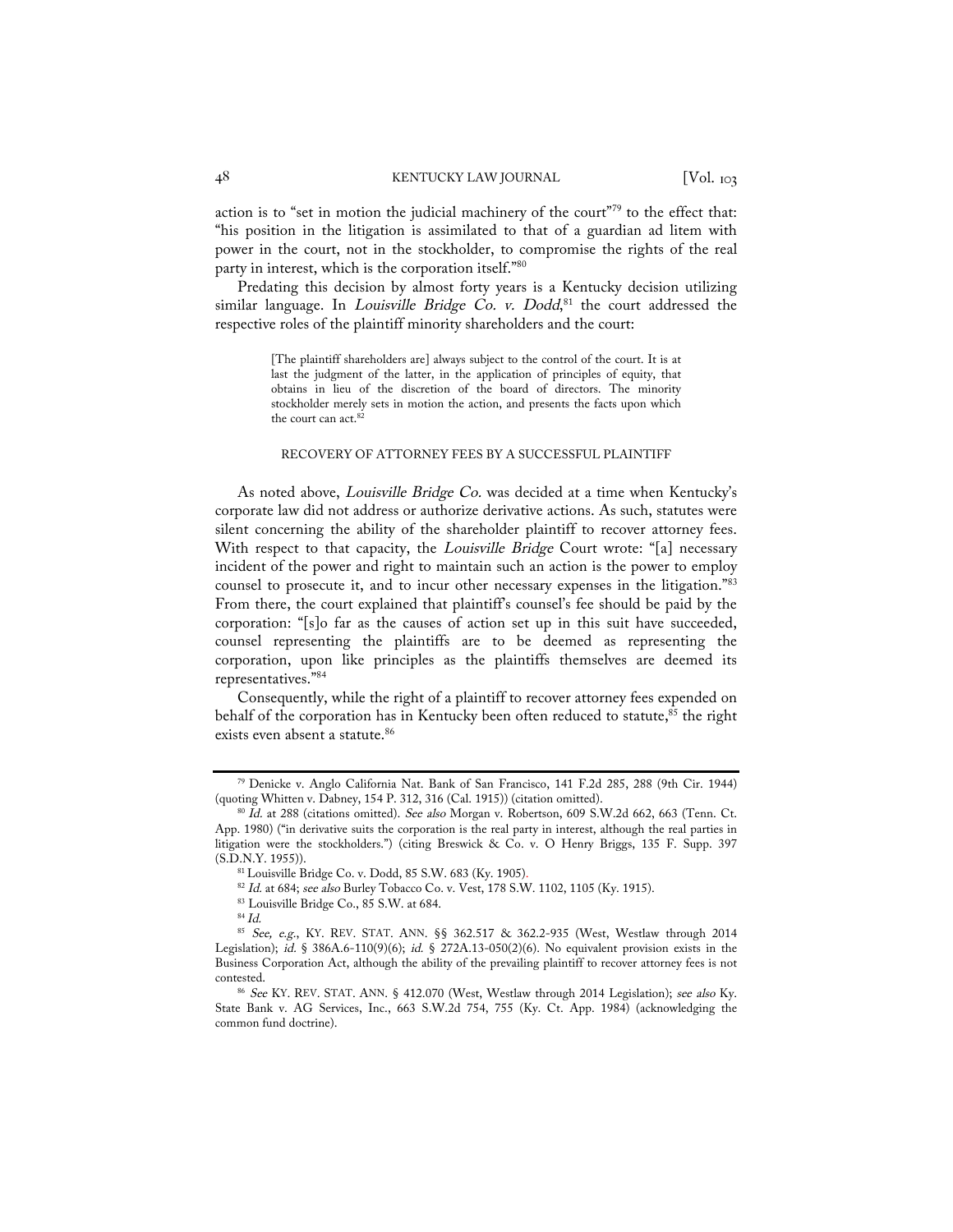action is to "set in motion the judicial machinery of the court"[79] to the effect that: "his position in the litigation is assimilated to that of a guardian ad litem with power in the court, not in the stockholder, to compromise the rights of the real party in interest, which is the corporation itself."[80]

Predating this decision by almost forty years is a Kentucky decision utilizing similar language. In *Louisville Bridge Co. v. Dodd*,[81] the court addressed the respective roles of the plaintiff minority shareholders and the court:

> [The plaintiff shareholders are] always subject to the control of the court. It is at last the judgment of the latter, in the application of principles of equity, that obtains in lieu of the discretion of the board of directors. The minority stockholder merely sets in motion the action, and presents the facts upon which the court can act.[82]

## RECOVERY OF ATTORNEY FEES BY A SUCCESSFUL PLAINTIFF

As noted above, *Louisville Bridge Co.* was decided at a time when Kentucky's corporate law did not address or authorize derivative actions. As such, statutes were silent concerning the ability of the shareholder plaintiff to recover attorney fees. With respect to that capacity, the *Louisville Bridge* Court wrote: "[a] necessary incident of the power and right to maintain such an action is the power to employ counsel to prosecute it, and to incur other necessary expenses in the litigation."[83] From there, the court explained that plaintiff's counsel's fee should be paid by the corporation: "[s]o far as the causes of action set up in this suit have succeeded, counsel representing the plaintiffs are to be deemed as representing the corporation, upon like principles as the plaintiffs themselves are deemed its representatives."[84]

Consequently, while the right of a plaintiff to recover attorney fees expended on behalf of the corporation has in Kentucky been often reduced to statute,[85] the right exists even absent a statute.[86]

---

[79] Denicke v. Anglo California Nat. Bank of San Francisco, 141 F.2d 285, 288 (9th Cir. 1944) (quoting Whitten v. Dabney, 154 P. 312, 316 (Cal. 1915)) (citation omitted).

[80] *Id.* at 288 (citations omitted). *See also* Morgan v. Robertson, 609 S.W.2d 662, 663 (Tenn. Ct. App. 1980) ("in derivative suits the corporation is the real party in interest, although the real parties in litigation were the stockholders.") (citing Breswick & Co. v. O Henry Briggs, 135 F. Supp. 397 (S.D.N.Y. 1955)).

[81] Louisville Bridge Co. v. Dodd, 85 S.W. 683 (Ky. 1905).

[82] *Id.* at 684; *see also* Burley Tobacco Co. v. Vest, 178 S.W. 1102, 1105 (Ky. 1915).

[83] Louisville Bridge Co., 85 S.W. at 684.

[84] *Id.*

[85] *See, e.g.*, KY. REV. STAT. ANN. §§ 362.517 & 362.2-935 (West, Westlaw through 2014 Legislation); *id.* § 386A.6-110(9)(6); *id.* § 272A.13-050(2)(6). No equivalent provision exists in the Business Corporation Act, although the ability of the prevailing plaintiff to recover attorney fees is not contested.

[86] *See* KY. REV. STAT. ANN. § 412.070 (West, Westlaw through 2014 Legislation); *see also* Ky. State Bank v. AG Services, Inc., 663 S.W.2d 754, 755 (Ky. Ct. App. 1984) (acknowledging the common fund doctrine).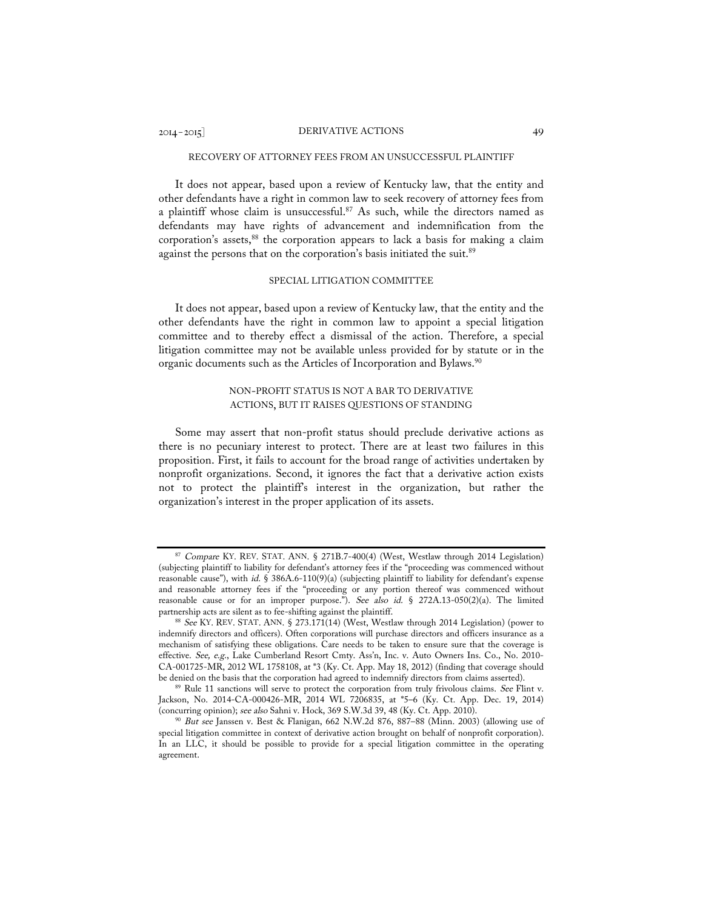## RECOVERY OF ATTORNEY FEES FROM AN UNSUCCESSFUL PLAINTIFF

It does not appear, based upon a review of Kentucky law, that the entity and other defendants have a right in common law to seek recovery of attorney fees from a plaintiff whose claim is unsuccessful.[87] As such, while the directors named as defendants may have rights of advancement and indemnification from the corporation's assets,[88] the corporation appears to lack a basis for making a claim against the persons that on the corporation's basis initiated the suit.[89]

## SPECIAL LITIGATION COMMITTEE

It does not appear, based upon a review of Kentucky law, that the entity and the other defendants have the right in common law to appoint a special litigation committee and to thereby effect a dismissal of the action. Therefore, a special litigation committee may not be available unless provided for by statute or in the organic documents such as the Articles of Incorporation and Bylaws.[90]

## NON-PROFIT STATUS IS NOT A BAR TO DERIVATIVE ACTIONS, BUT IT RAISES QUESTIONS OF STANDING

Some may assert that non-profit status should preclude derivative actions as there is no pecuniary interest to protect. There are at least two failures in this proposition. First, it fails to account for the broad range of activities undertaken by nonprofit organizations. Second, it ignores the fact that a derivative action exists not to protect the plaintiff's interest in the organization, but rather the organization's interest in the proper application of its assets.

---

[87] *Compare* KY. REV. STAT. ANN. § 271B.7-400(4) (West, Westlaw through 2014 Legislation) (subjecting plaintiff to liability for defendant's attorney fees if the "proceeding was commenced without reasonable cause"), with *id.* § 386A.6-110(9)(a) (subjecting plaintiff to liability for defendant's expense and reasonable attorney fees if the "proceeding or any portion thereof was commenced without reasonable cause or for an improper purpose."). *See also id.* § 272A.13-050(2)(a). The limited partnership acts are silent as to fee-shifting against the plaintiff.

[88] *See* KY. REV. STAT. ANN. § 273.171(14) (West, Westlaw through 2014 Legislation) (power to indemnify directors and officers). Often corporations will purchase directors and officers insurance as a mechanism of satisfying these obligations. Care needs to be taken to ensure sure that the coverage is effective. *See, e.g.*, Lake Cumberland Resort Cmty. Ass'n, Inc. v. Auto Owners Ins. Co., No. 2010-CA-001725-MR, 2012 WL 1758108, at *3 (Ky. Ct. App. May 18, 2012) (finding that coverage should be denied on the basis that the corporation had agreed to indemnify directors from claims asserted).

[89] Rule 11 sanctions will serve to protect the corporation from truly frivolous claims. *See* Flint v. Jackson, No. 2014-CA-000426-MR, 2014 WL 7206835, at *5–6 (Ky. Ct. App. Dec. 19, 2014) (concurring opinion); *see also* Sahni v. Hock, 369 S.W.3d 39, 48 (Ky. Ct. App. 2010).

[90] *But see* Janssen v. Best & Flanigan, 662 N.W.2d 876, 887–88 (Minn. 2003) (allowing use of special litigation committee in context of derivative action brought on behalf of nonprofit corporation). In an LLC, it should be possible to provide for a special litigation committee in the operating agreement.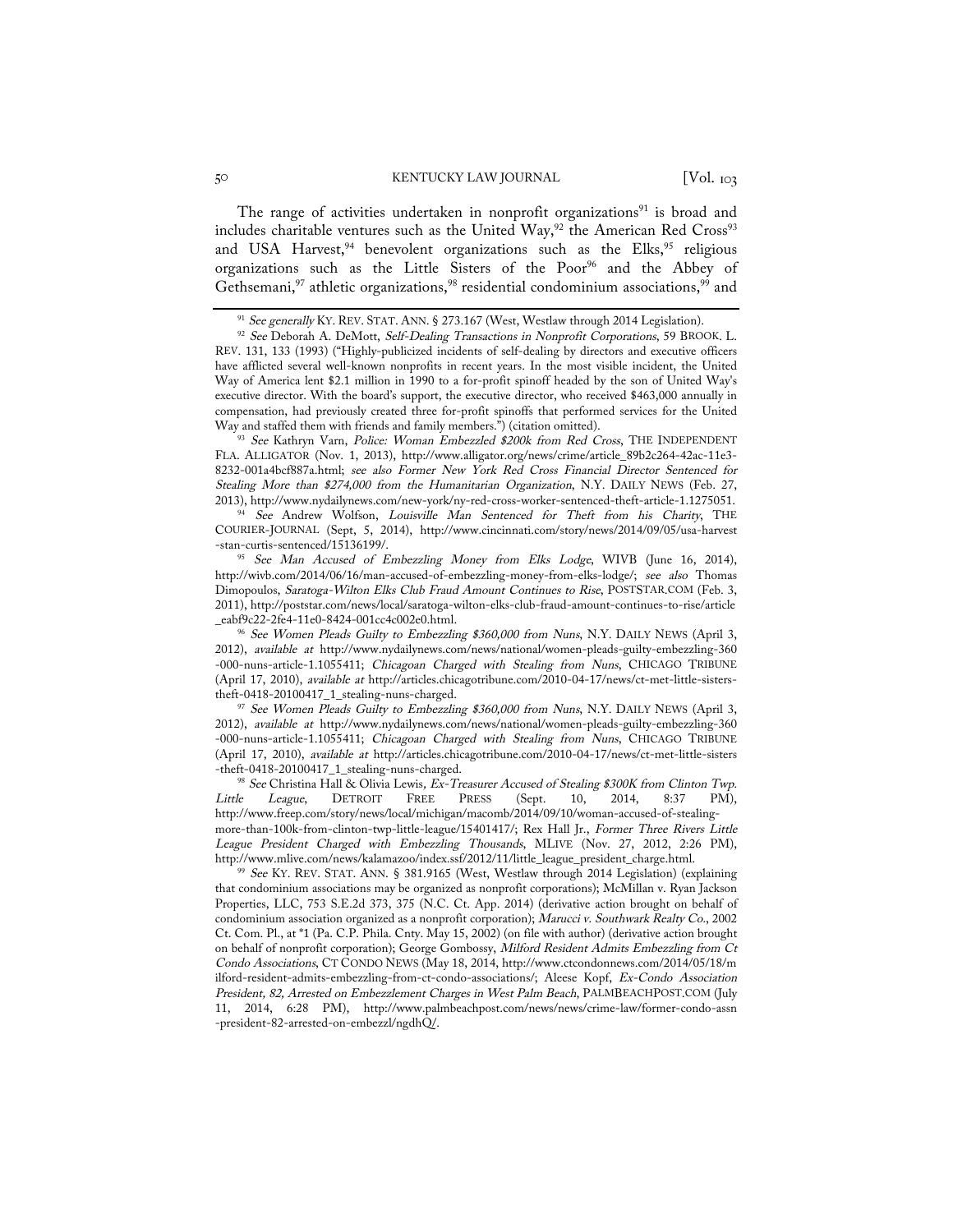The range of activities undertaken in nonprofit organizations[91] is broad and includes charitable ventures such as the United Way,[92] the American Red Cross[93] and USA Harvest,[94] benevolent organizations such as the Elks,[95] religious organizations such as the Little Sisters of the Poor[96] and the Abbey of Gethsemani,[97] athletic organizations,[98] residential condominium associations,[99] and

---

[91] *See generally* KY. REV. STAT. ANN. § 273.167 (West, Westlaw through 2014 Legislation).

[92] *See* Deborah A. DeMott, *Self-Dealing Transactions in Nonprofit Corporations*, 59 BROOK. L. REV. 131, 133 (1993) ("Highly-publicized incidents of self-dealing by directors and executive officers have afflicted several well-known nonprofits in recent years. In the most visible incident, the United Way of America lent $2.1 million in 1990 to a for-profit spinoff headed by the son of United Way's executive director. With the board's support, the executive director, who received $463,000 annually in compensation, had previously created three for-profit spinoffs that performed services for the United Way and staffed them with friends and family members.") (citation omitted).

[93] *See* Kathryn Varn, *Police: Woman Embezzled $200k from Red Cross*, THE INDEPENDENT FLA. ALLIGATOR (Nov. 1, 2013), http://www.alligator.org/news/crime/article_89b2c264-42ac-11e3-8232-001a4bcf887a.html; *see also Former New York Red Cross Financial Director Sentenced for Stealing More than $274,000 from the Humanitarian Organization*, N.Y. DAILY NEWS (Feb. 27, 2013), http://www.nydailynews.com/new-york/ny-red-cross-worker-sentenced-theft-article-1.1275051.

[94] *See* Andrew Wolfson, *Louisville Man Sentenced for Theft from his Charity*, THE COURIER-JOURNAL (Sept, 5, 2014), http://www.cincinnati.com/story/news/2014/09/05/usa-harvest-stan-curtis-sentenced/15136199/.

[95] *See Man Accused of Embezzling Money from Elks Lodge*, WIVB (June 16, 2014), http://wivb.com/2014/06/16/man-accused-of-embezzling-money-from-elks-lodge/; *see also* Thomas Dimopoulos, *Saratoga-Wilton Elks Club Fraud Amount Continues to Rise*, POSTSTAR.COM (Feb. 3, 2011), http://poststar.com/news/local/saratoga-wilton-elks-club-fraud-amount-continues-to-rise/article_eabf9c22-2fe4-11e0-8424-001cc4c002e0.html.

[96] *See Women Pleads Guilty to Embezzling $360,000 from Nuns*, N.Y. DAILY NEWS (April 3, 2012), *available at* http://www.nydailynews.com/news/national/women-pleads-guilty-embezzling-360-000-nuns-article-1.1055411; *Chicagoan Charged with Stealing from Nuns*, CHICAGO TRIBUNE (April 17, 2010), *available at* http://articles.chicagotribune.com/2010-04-17/news/ct-met-little-sisters-theft-0418-20100417_1_stealing-nuns-charged.

[97] *See Women Pleads Guilty to Embezzling $360,000 from Nuns*, N.Y. DAILY NEWS (April 3, 2012), *available at* http://www.nydailynews.com/news/national/women-pleads-guilty-embezzling-360-000-nuns-article-1.1055411; *Chicagoan Charged with Stealing from Nuns*, CHICAGO TRIBUNE (April 17, 2010), *available at* http://articles.chicagotribune.com/2010-04-17/news/ct-met-little-sisters-theft-0418-20100417_1_stealing-nuns-charged.

[98] *See* Christina Hall & Olivia Lewis, *Ex-Treasurer Accused of Stealing $300K from Clinton Twp. Little League*, DETROIT FREE PRESS (Sept. 10, 2014, 8:37 PM), http://www.freep.com/story/news/local/michigan/macomb/2014/09/10/woman-accused-of-stealing-more-than-100k-from-clinton-twp-little-league/15401417/; Rex Hall Jr., *Former Three Rivers Little League President Charged with Embezzling Thousands*, MLIVE (Nov. 27, 2012, 2:26 PM), http://www.mlive.com/news/kalamazoo/index.ssf/2012/11/little_league_president_charge.html.

[99] *See* KY. REV. STAT. ANN. § 381.9165 (West, Westlaw through 2014 Legislation) (explaining that condominium associations may be organized as nonprofit corporations); McMillan v. Ryan Jackson Properties, LLC, 753 S.E.2d 373, 375 (N.C. Ct. App. 2014) (derivative action brought on behalf of condominium association organized as a nonprofit corporation); *Marucci v. Southwark Realty Co.*, 2002 Ct. Com. Pl., at *1 (Pa. C.P. Phila. Cnty. May 15, 2002) (on file with author) (derivative action brought on behalf of nonprofit corporation); George Gombossy, *Milford Resident Admits Embezzling from Ct Condo Associations*, CT CONDO NEWS (May 18, 2014, http://www.ctcondonnews.com/2014/05/18/milford-resident-admits-embezzling-from-ct-condo-associations/; Aleese Kopf, *Ex-Condo Association President, 82, Arrested on Embezzlement Charges in West Palm Beach*, PALMBEACHPOST.COM (July 11, 2014, 6:28 PM), http://www.palmbeachpost.com/news/news/crime-law/former-condo-assn-president-82-arrested-on-embezzl/ngdhQ/.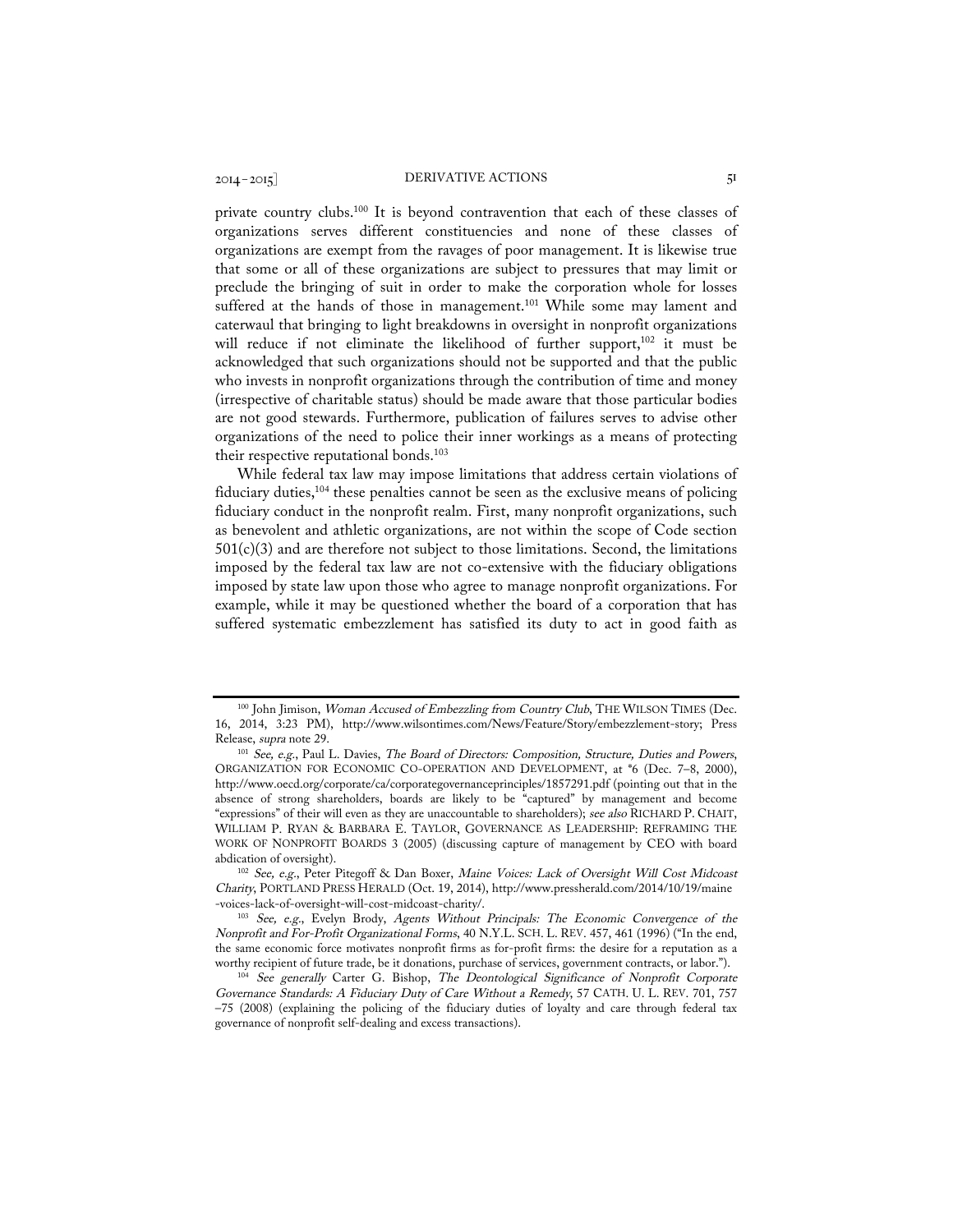private country clubs.[100] It is beyond contravention that each of these classes of organizations serves different constituencies and none of these classes of organizations are exempt from the ravages of poor management. It is likewise true that some or all of these organizations are subject to pressures that may limit or preclude the bringing of suit in order to make the corporation whole for losses suffered at the hands of those in management.[101] While some may lament and caterwaul that bringing to light breakdowns in oversight in nonprofit organizations will reduce if not eliminate the likelihood of further support,[102] it must be acknowledged that such organizations should not be supported and that the public who invests in nonprofit organizations through the contribution of time and money (irrespective of charitable status) should be made aware that those particular bodies are not good stewards. Furthermore, publication of failures serves to advise other organizations of the need to police their inner workings as a means of protecting their respective reputational bonds.[103]

While federal tax law may impose limitations that address certain violations of fiduciary duties,[104] these penalties cannot be seen as the exclusive means of policing fiduciary conduct in the nonprofit realm. First, many nonprofit organizations, such as benevolent and athletic organizations, are not within the scope of Code section 501(c)(3) and are therefore not subject to those limitations. Second, the limitations imposed by the federal tax law are not co-extensive with the fiduciary obligations imposed by state law upon those who agree to manage nonprofit organizations. For example, while it may be questioned whether the board of a corporation that has suffered systematic embezzlement has satisfied its duty to act in good faith as

---

[100] John Jimison, *Woman Accused of Embezzling from Country Club*, THE WILSON TIMES (Dec. 16, 2014, 3:23 PM), http://www.wilsontimes.com/News/Feature/Story/embezzlement-story; Press Release, *supra* note 29.

[101] *See, e.g.*, Paul L. Davies, *The Board of Directors: Composition, Structure, Duties and Powers*, ORGANIZATION FOR ECONOMIC CO-OPERATION AND DEVELOPMENT, at *6 (Dec. 7–8, 2000), http://www.oecd.org/corporate/ca/corporategovernanceprinciples/1857291.pdf (pointing out that in the absence of strong shareholders, boards are likely to be "captured" by management and become "expressions" of their will even as they are unaccountable to shareholders); *see also* RICHARD P. CHAIT, WILLIAM P. RYAN & BARBARA E. TAYLOR, GOVERNANCE AS LEADERSHIP: REFRAMING THE WORK OF NONPROFIT BOARDS 3 (2005) (discussing capture of management by CEO with board abdication of oversight).

[102] *See, e.g.*, Peter Pitegoff & Dan Boxer, *Maine Voices: Lack of Oversight Will Cost Midcoast Charity*, PORTLAND PRESS HERALD (Oct. 19, 2014), http://www.pressherald.com/2014/10/19/maine-voices-lack-of-oversight-will-cost-midcoast-charity/.

[103] *See, e.g.*, Evelyn Brody, *Agents Without Principals: The Economic Convergence of the Nonprofit and For-Profit Organizational Forms*, 40 N.Y.L. SCH. L. REV. 457, 461 (1996) ("In the end, the same economic force motivates nonprofit firms as for-profit firms: the desire for a reputation as a worthy recipient of future trade, be it donations, purchase of services, government contracts, or labor.").

[104] *See generally* Carter G. Bishop, *The Deontological Significance of Nonprofit Corporate Governance Standards: A Fiduciary Duty of Care Without a Remedy*, 57 CATH. U. L. REV. 701, 757–75 (2008) (explaining the policing of the fiduciary duties of loyalty and care through federal tax governance of nonprofit self-dealing and excess transactions).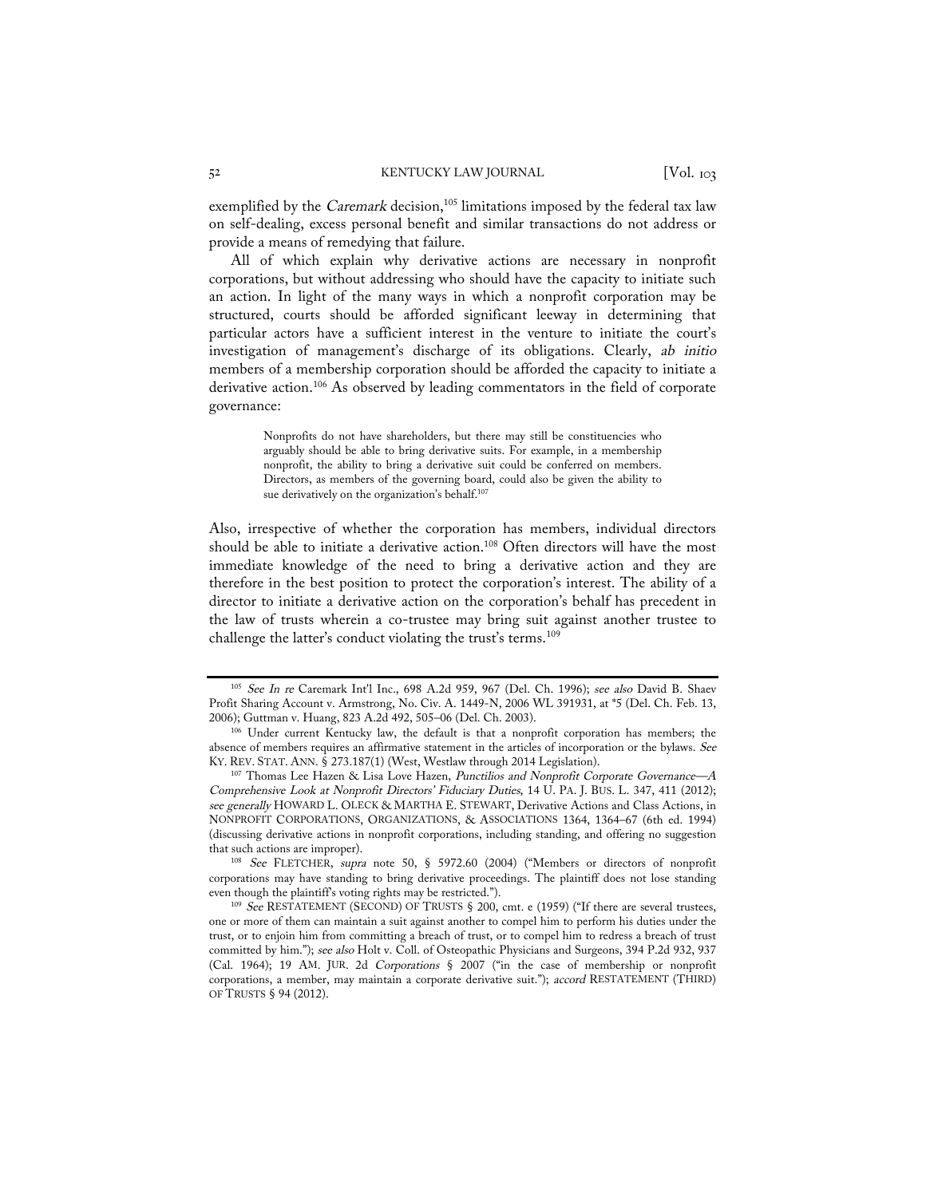exemplified by the *Caremark* decision,[105] limitations imposed by the federal tax law on self-dealing, excess personal benefit and similar transactions do not address or provide a means of remedying that failure.

All of which explain why derivative actions are necessary in nonprofit corporations, but without addressing who should have the capacity to initiate such an action. In light of the many ways in which a nonprofit corporation may be structured, courts should be afforded significant leeway in determining that particular actors have a sufficient interest in the venture to initiate the court's investigation of management's discharge of its obligations. Clearly, *ab initio* members of a membership corporation should be afforded the capacity to initiate a derivative action.[106] As observed by leading commentators in the field of corporate governance:

> Nonprofits do not have shareholders, but there may still be constituencies who arguably should be able to bring derivative suits. For example, in a membership nonprofit, the ability to bring a derivative suit could be conferred on members. Directors, as members of the governing board, could also be given the ability to sue derivatively on the organization's behalf.[107]

Also, irrespective of whether the corporation has members, individual directors should be able to initiate a derivative action.[108] Often directors will have the most immediate knowledge of the need to bring a derivative action and they are therefore in the best position to protect the corporation's interest. The ability of a director to initiate a derivative action on the corporation's behalf has precedent in the law of trusts wherein a co-trustee may bring suit against another trustee to challenge the latter's conduct violating the trust's terms.[109]

---

[105] *See In re* Caremark Int'l Inc., 698 A.2d 959, 967 (Del. Ch. 1996); *see also* David B. Shaev Profit Sharing Account v. Armstrong, No. Civ. A. 1449-N, 2006 WL 391931, at *5 (Del. Ch. Feb. 13, 2006); Guttman v. Huang, 823 A.2d 492, 505–06 (Del. Ch. 2003).

[106] Under current Kentucky law, the default is that a nonprofit corporation has members; the absence of members requires an affirmative statement in the articles of incorporation or the bylaws. *See* KY. REV. STAT. ANN. § 273.187(1) (West, Westlaw through 2014 Legislation).

[107] Thomas Lee Hazen & Lisa Love Hazen, *Punctilios and Nonprofit Corporate Governance—A Comprehensive Look at Nonprofit Directors' Fiduciary Duties*, 14 U. PA. J. BUS. L. 347, 411 (2012); *see generally* HOWARD L. OLECK & MARTHA E. STEWART, Derivative Actions and Class Actions, in NONPROFIT CORPORATIONS, ORGANIZATIONS, & ASSOCIATIONS 1364, 1364–67 (6th ed. 1994) (discussing derivative actions in nonprofit corporations, including standing, and offering no suggestion that such actions are improper).

[108] *See* FLETCHER, *supra* note 50, § 5972.60 (2004) ("Members or directors of nonprofit corporations may have standing to bring derivative proceedings. The plaintiff does not lose standing even though the plaintiff's voting rights may be restricted.").

[109] *See* RESTATEMENT (SECOND) OF TRUSTS § 200, cmt. e (1959) ("If there are several trustees, one or more of them can maintain a suit against another to compel him to perform his duties under the trust, or to enjoin him from committing a breach of trust, or to compel him to redress a breach of trust committed by him."); *see also* Holt v. Coll. of Osteopathic Physicians and Surgeons, 394 P.2d 932, 937 (Cal. 1964); 19 AM. JUR. 2d *Corporations* § 2007 ("in the case of membership or nonprofit corporations, a member, may maintain a corporate derivative suit."); *accord* RESTATEMENT (THIRD) OF TRUSTS § 94 (2012).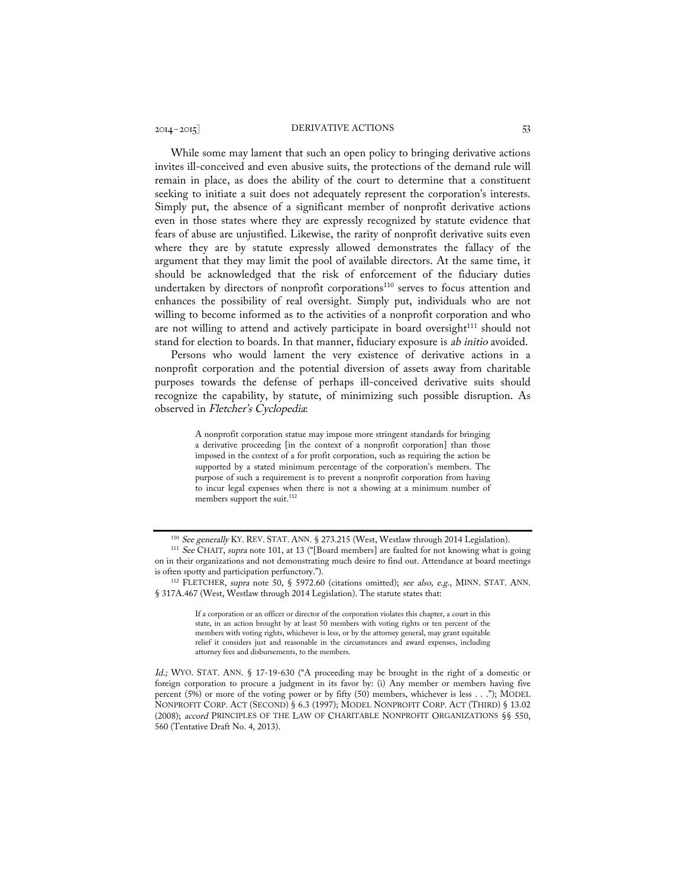While some may lament that such an open policy to bringing derivative actions invites ill-conceived and even abusive suits, the protections of the demand rule will remain in place, as does the ability of the court to determine that a constituent seeking to initiate a suit does not adequately represent the corporation's interests. Simply put, the absence of a significant member of nonprofit derivative actions even in those states where they are expressly recognized by statute evidence that fears of abuse are unjustified. Likewise, the rarity of nonprofit derivative suits even where they are by statute expressly allowed demonstrates the fallacy of the argument that they may limit the pool of available directors. At the same time, it should be acknowledged that the risk of enforcement of the fiduciary duties undertaken by directors of nonprofit corporations[110] serves to focus attention and enhances the possibility of real oversight. Simply put, individuals who are not willing to become informed as to the activities of a nonprofit corporation and who are not willing to attend and actively participate in board oversight[111] should not stand for election to boards. In that manner, fiduciary exposure is *ab initio* avoided.

Persons who would lament the very existence of derivative actions in a nonprofit corporation and the potential diversion of assets away from charitable purposes towards the defense of perhaps ill-conceived derivative suits should recognize the capability, by statute, of minimizing such possible disruption. As observed in *Fletcher's Cyclopedia*:

> A nonprofit corporation statue may impose more stringent standards for bringing a derivative proceeding [in the context of a nonprofit corporation] than those imposed in the context of a for profit corporation, such as requiring the action be supported by a stated minimum percentage of the corporation's members. The purpose of such a requirement is to prevent a nonprofit corporation from having to incur legal expenses when there is not a showing at a minimum number of members support the suit.[112]

---

[110] *See generally* KY. REV. STAT. ANN. § 273.215 (West, Westlaw through 2014 Legislation).

[111] *See* CHAIT, *supra* note 101, at 13 ("[Board members] are faulted for not knowing what is going on in their organizations and not demonstrating much desire to find out. Attendance at board meetings is often spotty and participation perfunctory.").

[112] FLETCHER, *supra* note 50, § 5972.60 (citations omitted); *see also, e.g.*, MINN. STAT. ANN. § 317A.467 (West, Westlaw through 2014 Legislation). The statute states that:

> If a corporation or an officer or director of the corporation violates this chapter, a court in this state, in an action brought by at least 50 members with voting rights or ten percent of the members with voting rights, whichever is less, or by the attorney general, may grant equitable relief it considers just and reasonable in the circumstances and award expenses, including attorney fees and disbursements, to the members.

*Id.;* WYO. STAT. ANN. § 17-19-630 ("A proceeding may be brought in the right of a domestic or foreign corporation to procure a judgment in its favor by: (i) Any member or members having five percent (5%) or more of the voting power or by fifty (50) members, whichever is less . . ."); MODEL NONPROFIT CORP. ACT (SECOND) § 6.3 (1997); MODEL NONPROFIT CORP. ACT (THIRD) § 13.02 (2008); *accord* PRINCIPLES OF THE LAW OF CHARITABLE NONPROFIT ORGANIZATIONS §§ 550, 560 (Tentative Draft No. 4, 2013).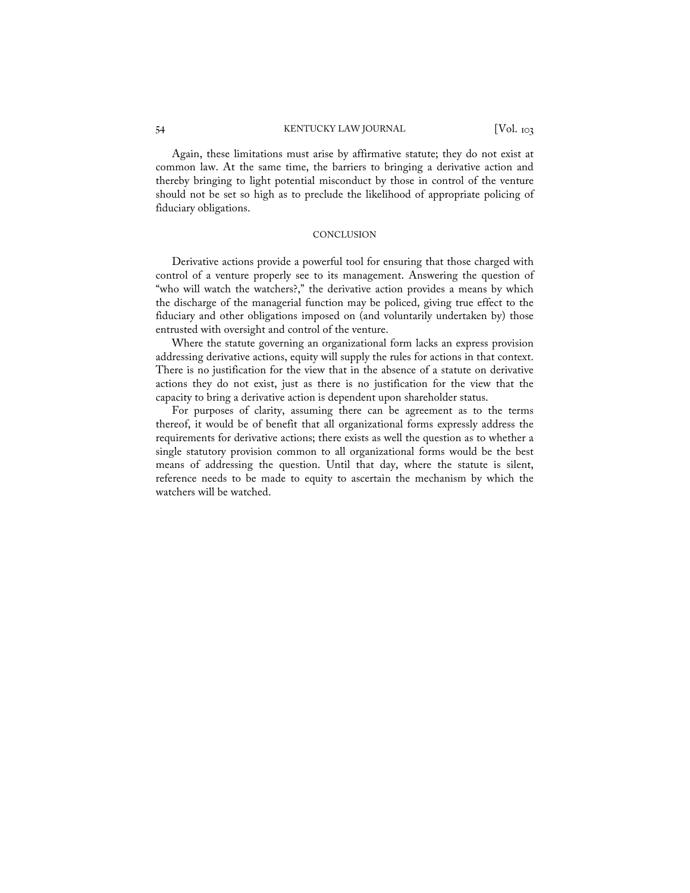Again, these limitations must arise by affirmative statute; they do not exist at common law. At the same time, the barriers to bringing a derivative action and thereby bringing to light potential misconduct by those in control of the venture should not be set so high as to preclude the likelihood of appropriate policing of fiduciary obligations.

## CONCLUSION

Derivative actions provide a powerful tool for ensuring that those charged with control of a venture properly see to its management. Answering the question of "who will watch the watchers?," the derivative action provides a means by which the discharge of the managerial function may be policed, giving true effect to the fiduciary and other obligations imposed on (and voluntarily undertaken by) those entrusted with oversight and control of the venture.

Where the statute governing an organizational form lacks an express provision addressing derivative actions, equity will supply the rules for actions in that context. There is no justification for the view that in the absence of a statute on derivative actions they do not exist, just as there is no justification for the view that the capacity to bring a derivative action is dependent upon shareholder status.

For purposes of clarity, assuming there can be agreement as to the terms thereof, it would be of benefit that all organizational forms expressly address the requirements for derivative actions; there exists as well the question as to whether a single statutory provision common to all organizational forms would be the best means of addressing the question. Until that day, where the statute is silent, reference needs to be made to equity to ascertain the mechanism by which the watchers will be watched.